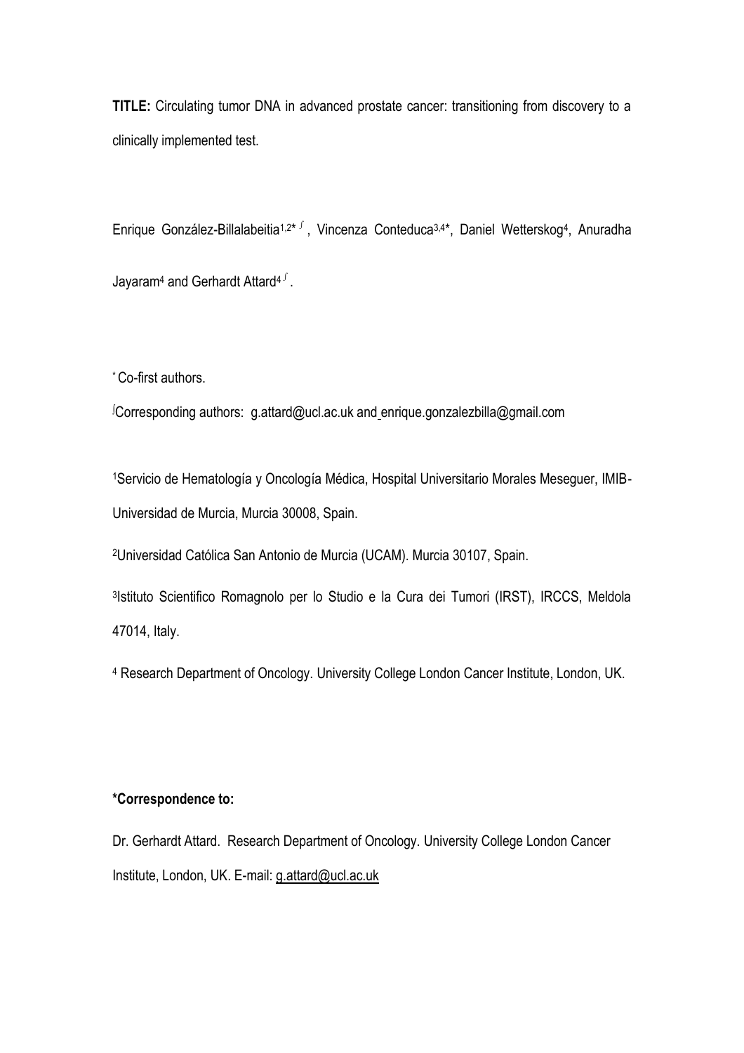**TITLE:** Circulating tumor DNA in advanced prostate cancer: transitioning from discovery to a clinically implemented test.

Enrique González-Billalabeitia[1,2]* ʃ, Vincenza Conteduca[3,4]*, Daniel Wetterskog[4], Anuradha Jayaram[4] and Gerhardt Attard[4] ʃ.

* Co-first authors.

ʃCorresponding authors: g.attard@ucl.ac.uk and enrique.gonzalezbilla@gmail.com

[1]Servicio de Hematología y Oncología Médica, Hospital Universitario Morales Meseguer, IMIB-Universidad de Murcia, Murcia 30008, Spain.

[2]Universidad Católica San Antonio de Murcia (UCAM). Murcia 30107, Spain.

[3]Istituto Scientifico Romagnolo per lo Studio e la Cura dei Tumori (IRST), IRCCS, Meldola 47014, Italy.

[4] Research Department of Oncology. University College London Cancer Institute, London, UK.

**\*Correspondence to:**

Dr. Gerhardt Attard. Research Department of Oncology. University College London Cancer Institute, London, UK. E-mail: g.attard@ucl.ac.uk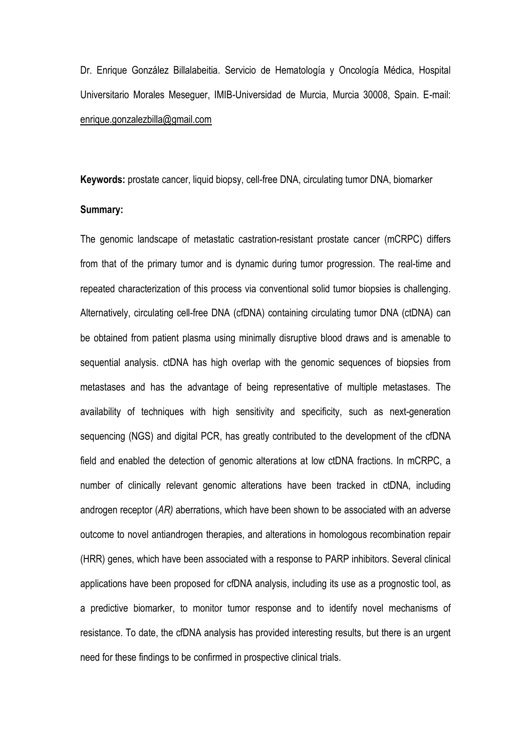Dr. Enrique González Billalabeitia. Servicio de Hematología y Oncología Médica, Hospital Universitario Morales Meseguer, IMIB-Universidad de Murcia, Murcia 30008, Spain. E-mail: enrique.gonzalezbilla@gmail.com

**Keywords:** prostate cancer, liquid biopsy, cell-free DNA, circulating tumor DNA, biomarker

**Summary:**

The genomic landscape of metastatic castration-resistant prostate cancer (mCRPC) differs from that of the primary tumor and is dynamic during tumor progression. The real-time and repeated characterization of this process via conventional solid tumor biopsies is challenging. Alternatively, circulating cell-free DNA (cfDNA) containing circulating tumor DNA (ctDNA) can be obtained from patient plasma using minimally disruptive blood draws and is amenable to sequential analysis. ctDNA has high overlap with the genomic sequences of biopsies from metastases and has the advantage of being representative of multiple metastases. The availability of techniques with high sensitivity and specificity, such as next-generation sequencing (NGS) and digital PCR, has greatly contributed to the development of the cfDNA field and enabled the detection of genomic alterations at low ctDNA fractions. In mCRPC, a number of clinically relevant genomic alterations have been tracked in ctDNA, including androgen receptor (*AR)* aberrations, which have been shown to be associated with an adverse outcome to novel antiandrogen therapies, and alterations in homologous recombination repair (HRR) genes, which have been associated with a response to PARP inhibitors. Several clinical applications have been proposed for cfDNA analysis, including its use as a prognostic tool, as a predictive biomarker, to monitor tumor response and to identify novel mechanisms of resistance. To date, the cfDNA analysis has provided interesting results, but there is an urgent need for these findings to be confirmed in prospective clinical trials.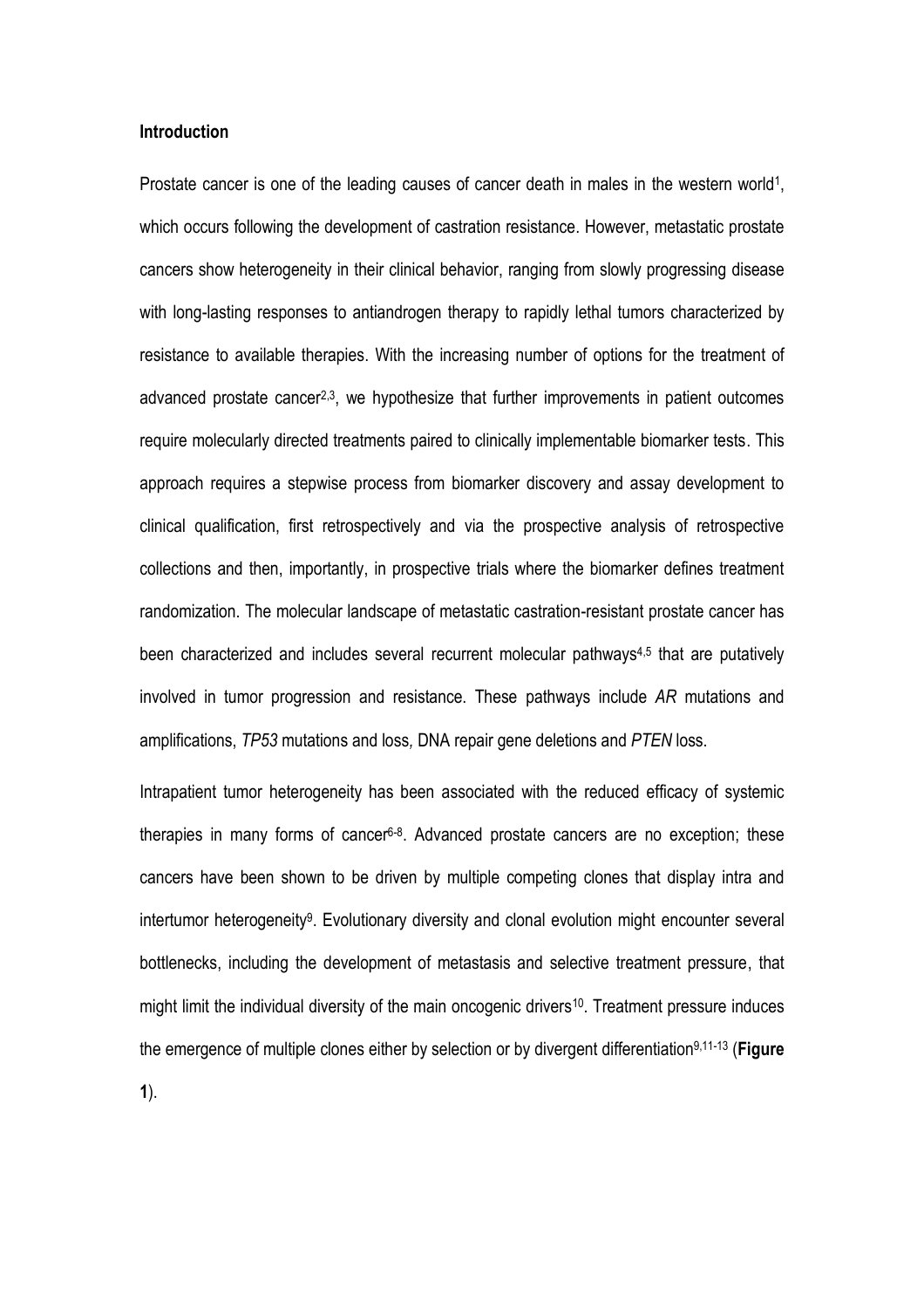## Introduction

Prostate cancer is one of the leading causes of cancer death in males in the western world[1], which occurs following the development of castration resistance. However, metastatic prostate cancers show heterogeneity in their clinical behavior, ranging from slowly progressing disease with long-lasting responses to antiandrogen therapy to rapidly lethal tumors characterized by resistance to available therapies. With the increasing number of options for the treatment of advanced prostate cancer[2,3], we hypothesize that further improvements in patient outcomes require molecularly directed treatments paired to clinically implementable biomarker tests. This approach requires a stepwise process from biomarker discovery and assay development to clinical qualification, first retrospectively and via the prospective analysis of retrospective collections and then, importantly, in prospective trials where the biomarker defines treatment randomization. The molecular landscape of metastatic castration-resistant prostate cancer has been characterized and includes several recurrent molecular pathways[4,5] that are putatively involved in tumor progression and resistance. These pathways include *AR* mutations and amplifications, *TP53* mutations and loss*,* DNA repair gene deletions and *PTEN* loss.

Intrapatient tumor heterogeneity has been associated with the reduced efficacy of systemic therapies in many forms of cancer[6-8]. Advanced prostate cancers are no exception; these cancers have been shown to be driven by multiple competing clones that display intra and intertumor heterogeneity[9]. Evolutionary diversity and clonal evolution might encounter several bottlenecks, including the development of metastasis and selective treatment pressure, that might limit the individual diversity of the main oncogenic drivers[10]. Treatment pressure induces the emergence of multiple clones either by selection or by divergent differentiation[9,11-13] (**Figure 1**).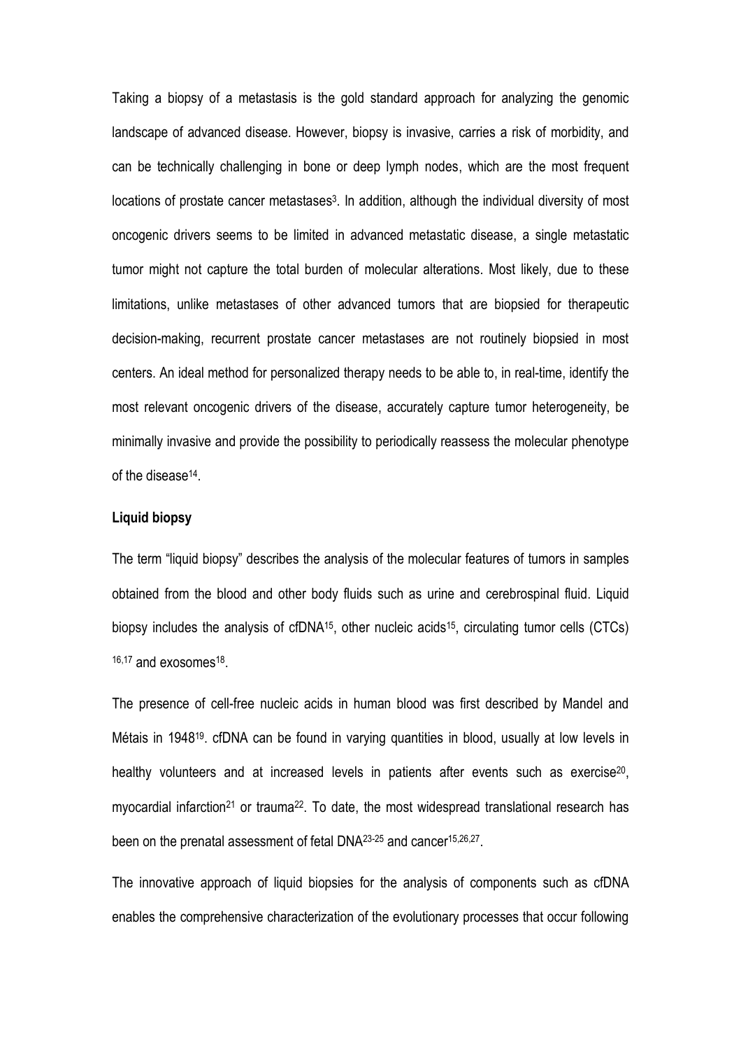Taking a biopsy of a metastasis is the gold standard approach for analyzing the genomic landscape of advanced disease. However, biopsy is invasive, carries a risk of morbidity, and can be technically challenging in bone or deep lymph nodes, which are the most frequent locations of prostate cancer metastases[3]. In addition, although the individual diversity of most oncogenic drivers seems to be limited in advanced metastatic disease, a single metastatic tumor might not capture the total burden of molecular alterations. Most likely, due to these limitations, unlike metastases of other advanced tumors that are biopsied for therapeutic decision-making, recurrent prostate cancer metastases are not routinely biopsied in most centers. An ideal method for personalized therapy needs to be able to, in real-time, identify the most relevant oncogenic drivers of the disease, accurately capture tumor heterogeneity, be minimally invasive and provide the possibility to periodically reassess the molecular phenotype of the disease[14].

### Liquid biopsy

The term "liquid biopsy" describes the analysis of the molecular features of tumors in samples obtained from the blood and other body fluids such as urine and cerebrospinal fluid. Liquid biopsy includes the analysis of cfDNA[15], other nucleic acids[15], circulating tumor cells (CTCs) [16,17] and exosomes[18].

The presence of cell-free nucleic acids in human blood was first described by Mandel and Métais in 1948[19]. cfDNA can be found in varying quantities in blood, usually at low levels in healthy volunteers and at increased levels in patients after events such as exercise[20], myocardial infarction[21] or trauma[22]. To date, the most widespread translational research has been on the prenatal assessment of fetal DNA[23-25] and cancer[15,26,27].

The innovative approach of liquid biopsies for the analysis of components such as cfDNA enables the comprehensive characterization of the evolutionary processes that occur following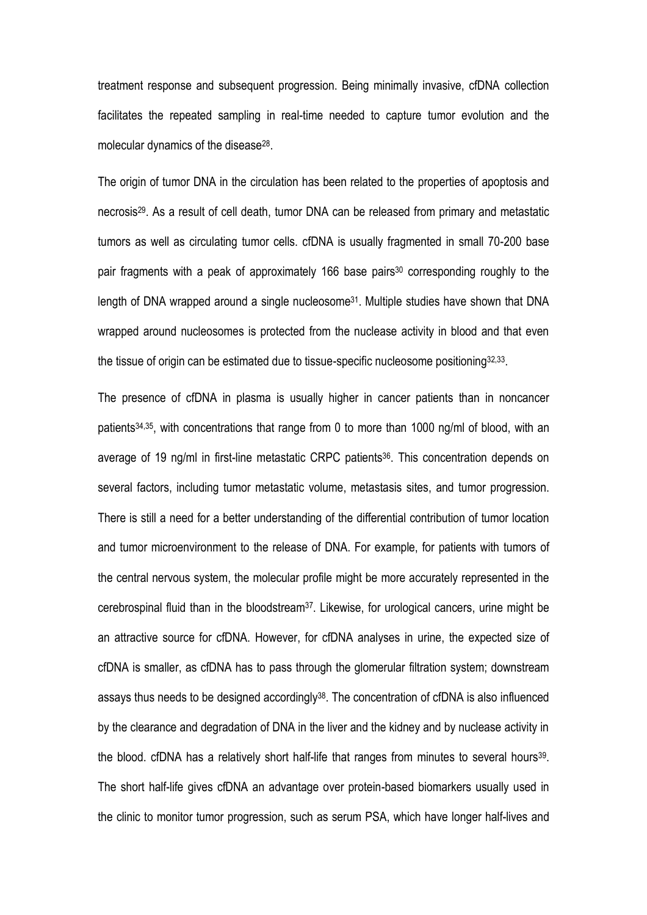treatment response and subsequent progression. Being minimally invasive, cfDNA collection facilitates the repeated sampling in real-time needed to capture tumor evolution and the molecular dynamics of the disease[28].

The origin of tumor DNA in the circulation has been related to the properties of apoptosis and necrosis[29]. As a result of cell death, tumor DNA can be released from primary and metastatic tumors as well as circulating tumor cells. cfDNA is usually fragmented in small 70-200 base pair fragments with a peak of approximately 166 base pairs[30] corresponding roughly to the length of DNA wrapped around a single nucleosome[31]. Multiple studies have shown that DNA wrapped around nucleosomes is protected from the nuclease activity in blood and that even the tissue of origin can be estimated due to tissue-specific nucleosome positioning[32,33].

The presence of cfDNA in plasma is usually higher in cancer patients than in noncancer patients[34,35], with concentrations that range from 0 to more than 1000 ng/ml of blood, with an average of 19 ng/ml in first-line metastatic CRPC patients[36]. This concentration depends on several factors, including tumor metastatic volume, metastasis sites, and tumor progression. There is still a need for a better understanding of the differential contribution of tumor location and tumor microenvironment to the release of DNA. For example, for patients with tumors of the central nervous system, the molecular profile might be more accurately represented in the cerebrospinal fluid than in the bloodstream[37]. Likewise, for urological cancers, urine might be an attractive source for cfDNA. However, for cfDNA analyses in urine, the expected size of cfDNA is smaller, as cfDNA has to pass through the glomerular filtration system; downstream assays thus needs to be designed accordingly[38]. The concentration of cfDNA is also influenced by the clearance and degradation of DNA in the liver and the kidney and by nuclease activity in the blood. cfDNA has a relatively short half-life that ranges from minutes to several hours[39]. The short half-life gives cfDNA an advantage over protein-based biomarkers usually used in the clinic to monitor tumor progression, such as serum PSA, which have longer half-lives and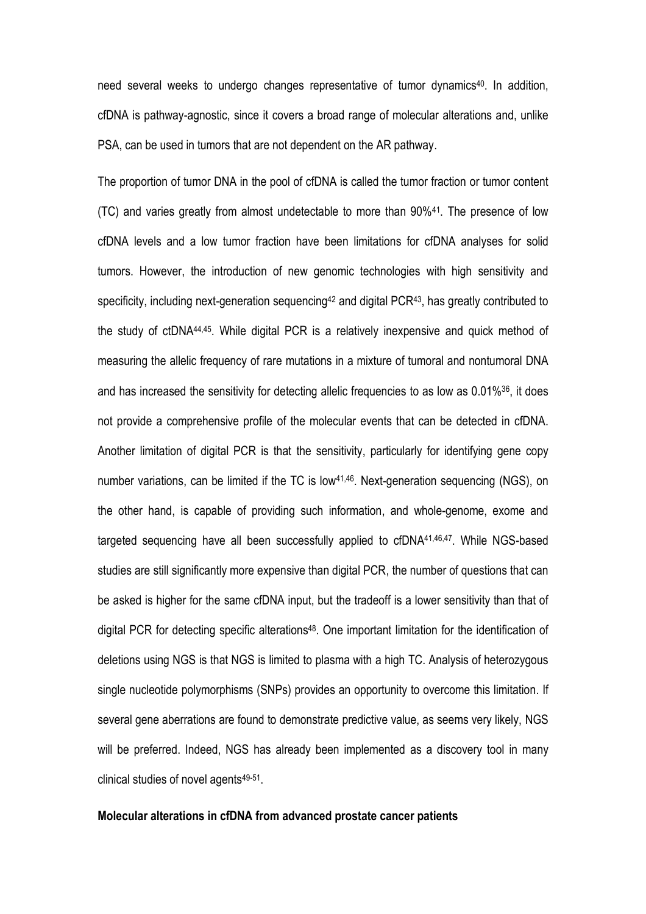need several weeks to undergo changes representative of tumor dynamics[40]. In addition, cfDNA is pathway-agnostic, since it covers a broad range of molecular alterations and, unlike PSA, can be used in tumors that are not dependent on the AR pathway.

The proportion of tumor DNA in the pool of cfDNA is called the tumor fraction or tumor content (TC) and varies greatly from almost undetectable to more than 90%[41]. The presence of low cfDNA levels and a low tumor fraction have been limitations for cfDNA analyses for solid tumors. However, the introduction of new genomic technologies with high sensitivity and specificity, including next-generation sequencing[42] and digital PCR[43], has greatly contributed to the study of ctDNA[44,45]. While digital PCR is a relatively inexpensive and quick method of measuring the allelic frequency of rare mutations in a mixture of tumoral and nontumoral DNA and has increased the sensitivity for detecting allelic frequencies to as low as 0.01%[36], it does not provide a comprehensive profile of the molecular events that can be detected in cfDNA. Another limitation of digital PCR is that the sensitivity, particularly for identifying gene copy number variations, can be limited if the TC is low[41,46]. Next-generation sequencing (NGS), on the other hand, is capable of providing such information, and whole-genome, exome and targeted sequencing have all been successfully applied to cfDNA[41,46,47]. While NGS-based studies are still significantly more expensive than digital PCR, the number of questions that can be asked is higher for the same cfDNA input, but the tradeoff is a lower sensitivity than that of digital PCR for detecting specific alterations[48]. One important limitation for the identification of deletions using NGS is that NGS is limited to plasma with a high TC. Analysis of heterozygous single nucleotide polymorphisms (SNPs) provides an opportunity to overcome this limitation. If several gene aberrations are found to demonstrate predictive value, as seems very likely, NGS will be preferred. Indeed, NGS has already been implemented as a discovery tool in many clinical studies of novel agents[49-51].

**Molecular alterations in cfDNA from advanced prostate cancer patients**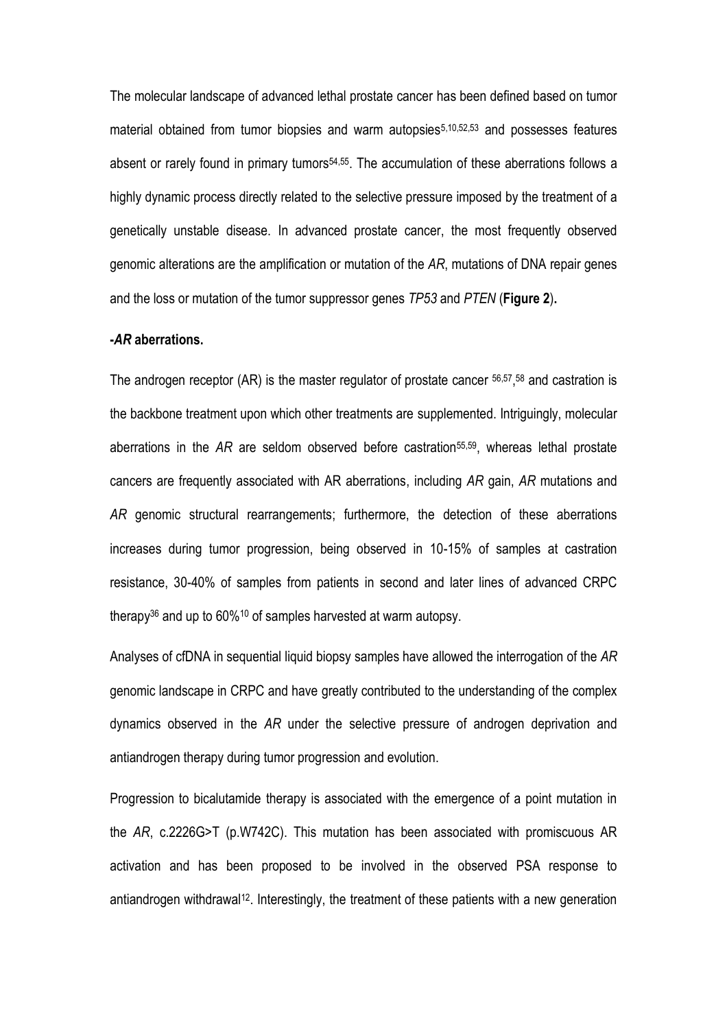The molecular landscape of advanced lethal prostate cancer has been defined based on tumor material obtained from tumor biopsies and warm autopsies[5,10,52,53] and possesses features absent or rarely found in primary tumors[54,55]. The accumulation of these aberrations follows a highly dynamic process directly related to the selective pressure imposed by the treatment of a genetically unstable disease. In advanced prostate cancer, the most frequently observed genomic alterations are the amplification or mutation of the *AR*, mutations of DNA repair genes and the loss or mutation of the tumor suppressor genes *TP53* and *PTEN* (**Figure 2**).

**-*AR* aberrations.**

The androgen receptor (AR) is the master regulator of prostate cancer [56,57],[58] and castration is the backbone treatment upon which other treatments are supplemented. Intriguingly, molecular aberrations in the *AR* are seldom observed before castration[55,59], whereas lethal prostate cancers are frequently associated with AR aberrations, including *AR* gain, *AR* mutations and *AR* genomic structural rearrangements; furthermore, the detection of these aberrations increases during tumor progression, being observed in 10-15% of samples at castration resistance, 30-40% of samples from patients in second and later lines of advanced CRPC therapy[36] and up to 60%[10] of samples harvested at warm autopsy.

Analyses of cfDNA in sequential liquid biopsy samples have allowed the interrogation of the *AR* genomic landscape in CRPC and have greatly contributed to the understanding of the complex dynamics observed in the *AR* under the selective pressure of androgen deprivation and antiandrogen therapy during tumor progression and evolution.

Progression to bicalutamide therapy is associated with the emergence of a point mutation in the *AR*, c.2226G>T (p.W742C). This mutation has been associated with promiscuous AR activation and has been proposed to be involved in the observed PSA response to antiandrogen withdrawal[12]. Interestingly, the treatment of these patients with a new generation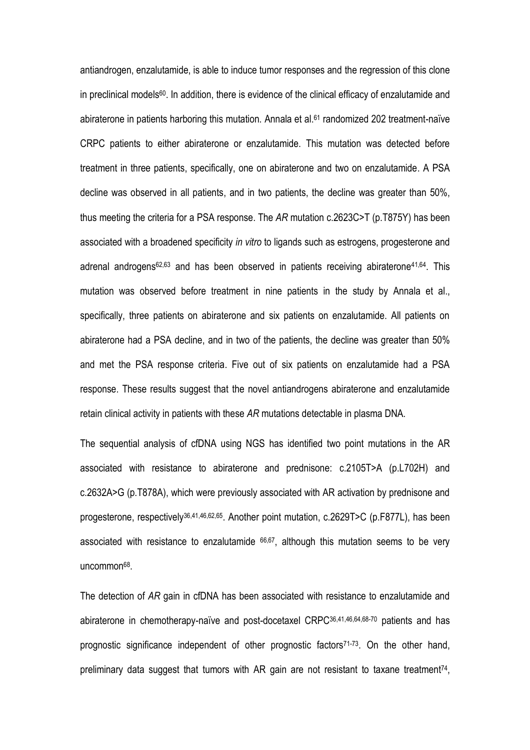antiandrogen, enzalutamide, is able to induce tumor responses and the regression of this clone in preclinical models[60]. In addition, there is evidence of the clinical efficacy of enzalutamide and abiraterone in patients harboring this mutation. Annala et al.[61] randomized 202 treatment-naïve CRPC patients to either abiraterone or enzalutamide. This mutation was detected before treatment in three patients, specifically, one on abiraterone and two on enzalutamide. A PSA decline was observed in all patients, and in two patients, the decline was greater than 50%, thus meeting the criteria for a PSA response. The *AR* mutation c.2623C>T (p.T875Y) has been associated with a broadened specificity *in vitro* to ligands such as estrogens, progesterone and adrenal androgens[62,63] and has been observed in patients receiving abiraterone[41,64]. This mutation was observed before treatment in nine patients in the study by Annala et al., specifically, three patients on abiraterone and six patients on enzalutamide. All patients on abiraterone had a PSA decline, and in two of the patients, the decline was greater than 50% and met the PSA response criteria. Five out of six patients on enzalutamide had a PSA response. These results suggest that the novel antiandrogens abiraterone and enzalutamide retain clinical activity in patients with these *AR* mutations detectable in plasma DNA.

The sequential analysis of cfDNA using NGS has identified two point mutations in the AR associated with resistance to abiraterone and prednisone: c.2105T>A (p.L702H) and c.2632A>G (p.T878A), which were previously associated with AR activation by prednisone and progesterone, respectively[36,41,46,62,65]. Another point mutation, c.2629T>C (p.F877L), has been associated with resistance to enzalutamide [66,67], although this mutation seems to be very uncommon[68].

The detection of *AR* gain in cfDNA has been associated with resistance to enzalutamide and abiraterone in chemotherapy-naïve and post-docetaxel CRPC[36,41,46,64,68-70] patients and has prognostic significance independent of other prognostic factors[71-73]. On the other hand, preliminary data suggest that tumors with AR gain are not resistant to taxane treatment[74],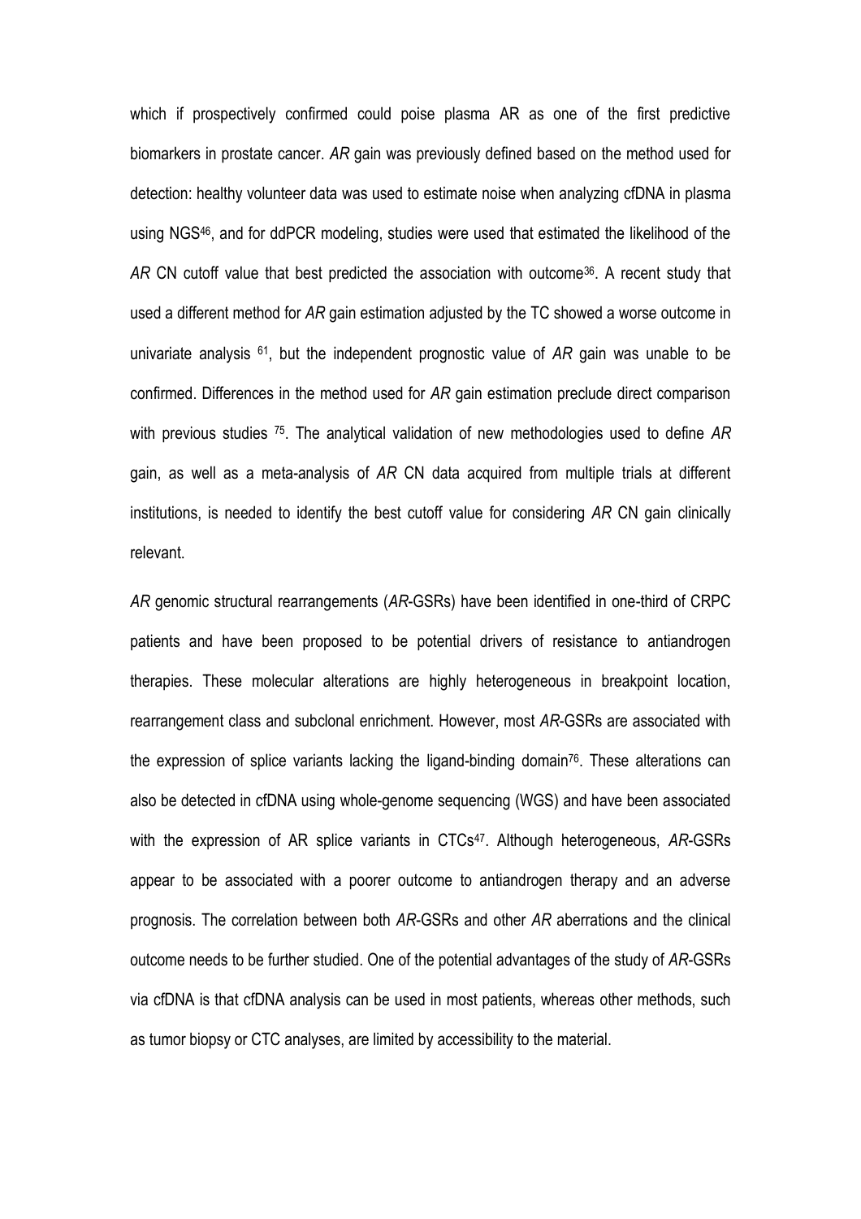which if prospectively confirmed could poise plasma AR as one of the first predictive biomarkers in prostate cancer. *AR* gain was previously defined based on the method used for detection: healthy volunteer data was used to estimate noise when analyzing cfDNA in plasma using NGS[46], and for ddPCR modeling, studies were used that estimated the likelihood of the *AR* CN cutoff value that best predicted the association with outcome[36]. A recent study that used a different method for *AR* gain estimation adjusted by the TC showed a worse outcome in univariate analysis [61], but the independent prognostic value of *AR* gain was unable to be confirmed. Differences in the method used for *AR* gain estimation preclude direct comparison with previous studies [75]. The analytical validation of new methodologies used to define *AR* gain, as well as a meta-analysis of *AR* CN data acquired from multiple trials at different institutions, is needed to identify the best cutoff value for considering *AR* CN gain clinically relevant.

*AR* genomic structural rearrangements (*AR*-GSRs) have been identified in one-third of CRPC patients and have been proposed to be potential drivers of resistance to antiandrogen therapies. These molecular alterations are highly heterogeneous in breakpoint location, rearrangement class and subclonal enrichment. However, most *AR*-GSRs are associated with the expression of splice variants lacking the ligand-binding domain[76]. These alterations can also be detected in cfDNA using whole-genome sequencing (WGS) and have been associated with the expression of AR splice variants in CTCs[47]. Although heterogeneous, *AR*-GSRs appear to be associated with a poorer outcome to antiandrogen therapy and an adverse prognosis. The correlation between both *AR*-GSRs and other *AR* aberrations and the clinical outcome needs to be further studied. One of the potential advantages of the study of *AR*-GSRs via cfDNA is that cfDNA analysis can be used in most patients, whereas other methods, such as tumor biopsy or CTC analyses, are limited by accessibility to the material.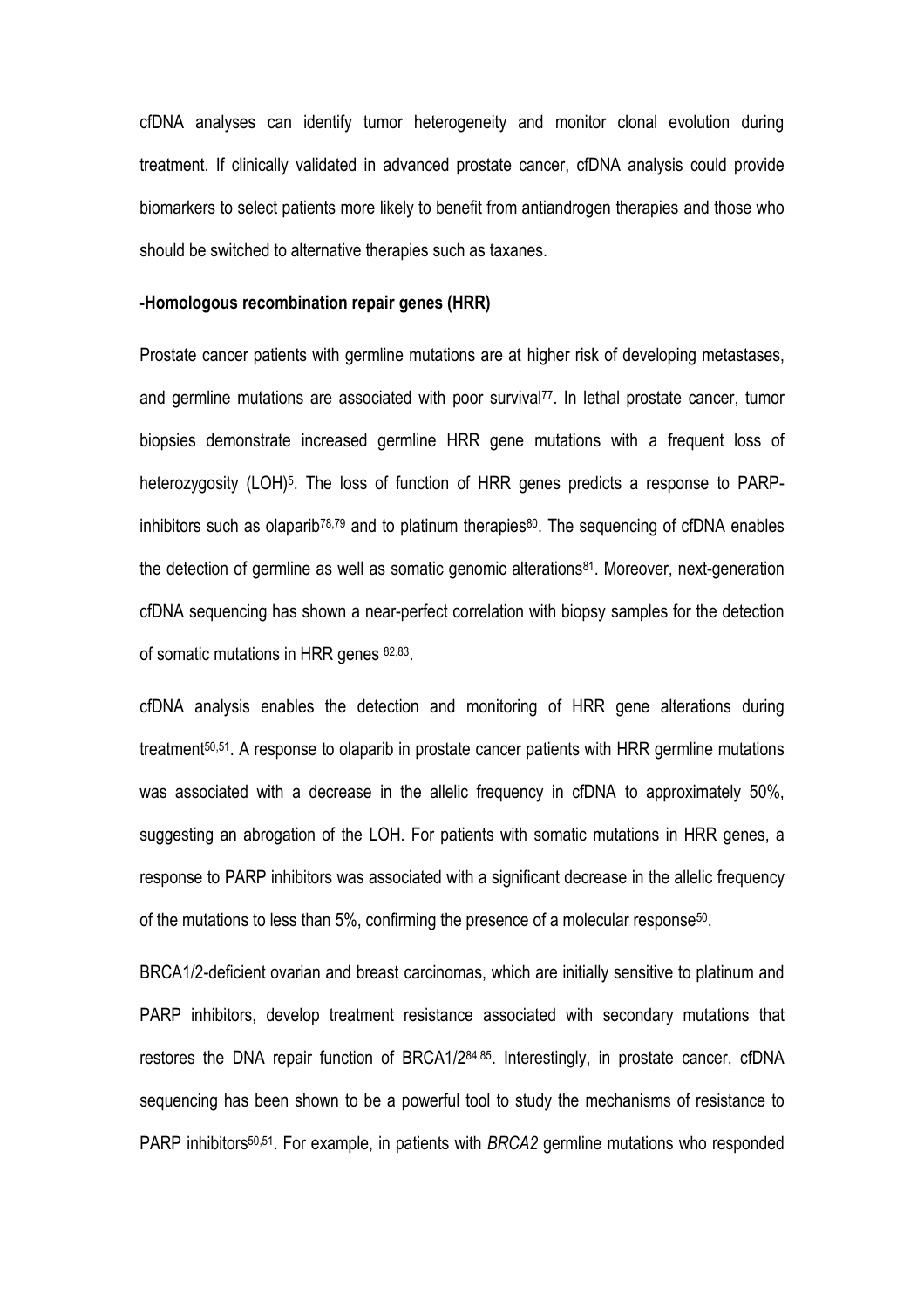cfDNA analyses can identify tumor heterogeneity and monitor clonal evolution during treatment. If clinically validated in advanced prostate cancer, cfDNA analysis could provide biomarkers to select patients more likely to benefit from antiandrogen therapies and those who should be switched to alternative therapies such as taxanes.

**-Homologous recombination repair genes (HRR)**

Prostate cancer patients with germline mutations are at higher risk of developing metastases, and germline mutations are associated with poor survival[77]. In lethal prostate cancer, tumor biopsies demonstrate increased germline HRR gene mutations with a frequent loss of heterozygosity (LOH)[5]. The loss of function of HRR genes predicts a response to PARP-inhibitors such as olaparib[78,79] and to platinum therapies[80]. The sequencing of cfDNA enables the detection of germline as well as somatic genomic alterations[81]. Moreover, next-generation cfDNA sequencing has shown a near-perfect correlation with biopsy samples for the detection of somatic mutations in HRR genes [82,83].

cfDNA analysis enables the detection and monitoring of HRR gene alterations during treatment[50,51]. A response to olaparib in prostate cancer patients with HRR germline mutations was associated with a decrease in the allelic frequency in cfDNA to approximately 50%, suggesting an abrogation of the LOH. For patients with somatic mutations in HRR genes, a response to PARP inhibitors was associated with a significant decrease in the allelic frequency of the mutations to less than 5%, confirming the presence of a molecular response[50].

BRCA1/2-deficient ovarian and breast carcinomas, which are initially sensitive to platinum and PARP inhibitors, develop treatment resistance associated with secondary mutations that restores the DNA repair function of BRCA1/2[84,85]. Interestingly, in prostate cancer, cfDNA sequencing has been shown to be a powerful tool to study the mechanisms of resistance to PARP inhibitors[50,51]. For example, in patients with *BRCA2* germline mutations who responded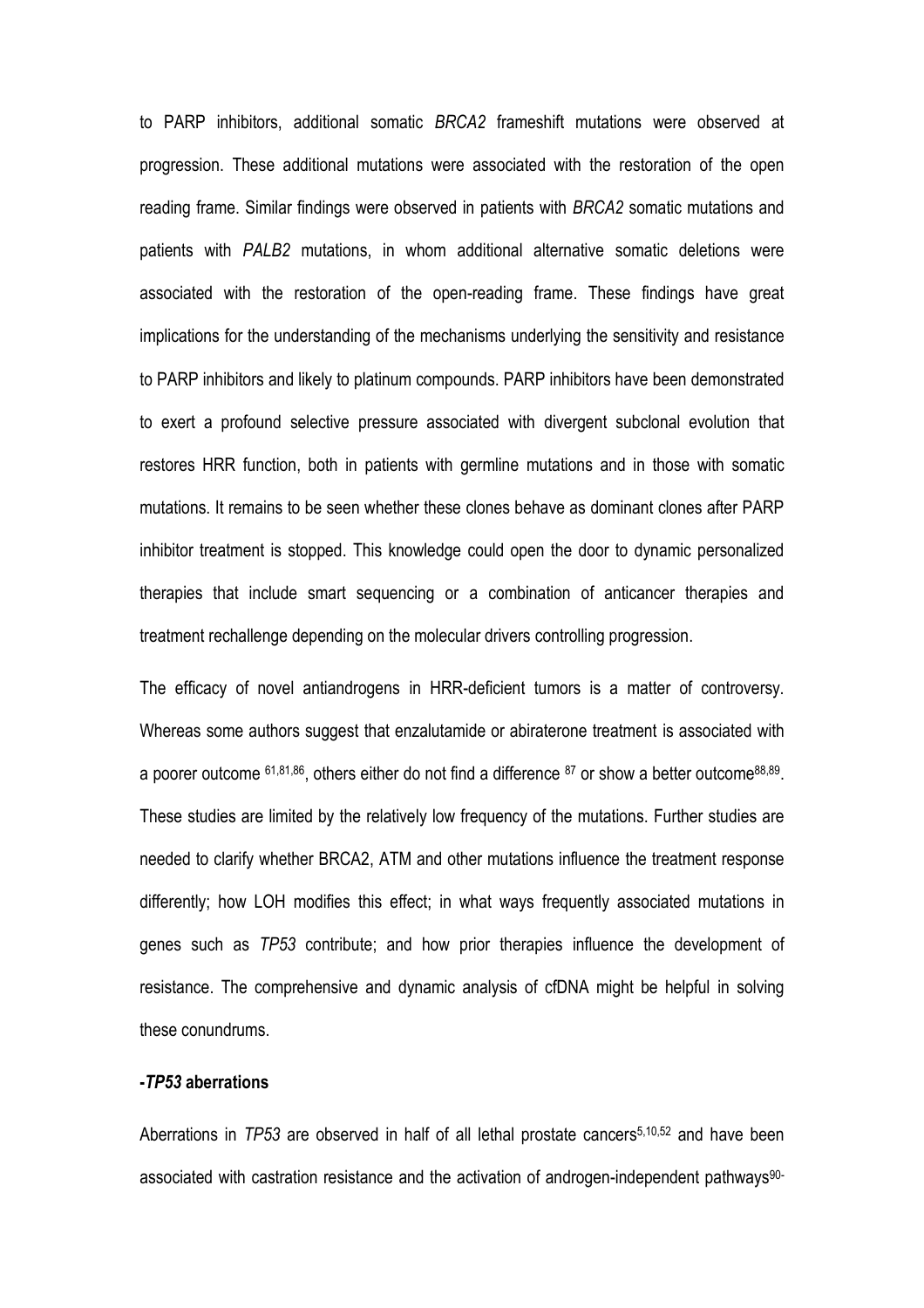to PARP inhibitors, additional somatic *BRCA2* frameshift mutations were observed at progression. These additional mutations were associated with the restoration of the open reading frame. Similar findings were observed in patients with *BRCA2* somatic mutations and patients with *PALB2* mutations, in whom additional alternative somatic deletions were associated with the restoration of the open-reading frame. These findings have great implications for the understanding of the mechanisms underlying the sensitivity and resistance to PARP inhibitors and likely to platinum compounds. PARP inhibitors have been demonstrated to exert a profound selective pressure associated with divergent subclonal evolution that restores HRR function, both in patients with germline mutations and in those with somatic mutations. It remains to be seen whether these clones behave as dominant clones after PARP inhibitor treatment is stopped. This knowledge could open the door to dynamic personalized therapies that include smart sequencing or a combination of anticancer therapies and treatment rechallenge depending on the molecular drivers controlling progression.

The efficacy of novel antiandrogens in HRR-deficient tumors is a matter of controversy. Whereas some authors suggest that enzalutamide or abiraterone treatment is associated with a poorer outcome [61,81,86], others either do not find a difference [87] or show a better outcome[88,89]. These studies are limited by the relatively low frequency of the mutations. Further studies are needed to clarify whether BRCA2, ATM and other mutations influence the treatment response differently; how LOH modifies this effect; in what ways frequently associated mutations in genes such as *TP53* contribute; and how prior therapies influence the development of resistance. The comprehensive and dynamic analysis of cfDNA might be helpful in solving these conundrums.

**-*TP53* aberrations**

Aberrations in *TP53* are observed in half of all lethal prostate cancers[5,10,52] and have been associated with castration resistance and the activation of androgen-independent pathways[90-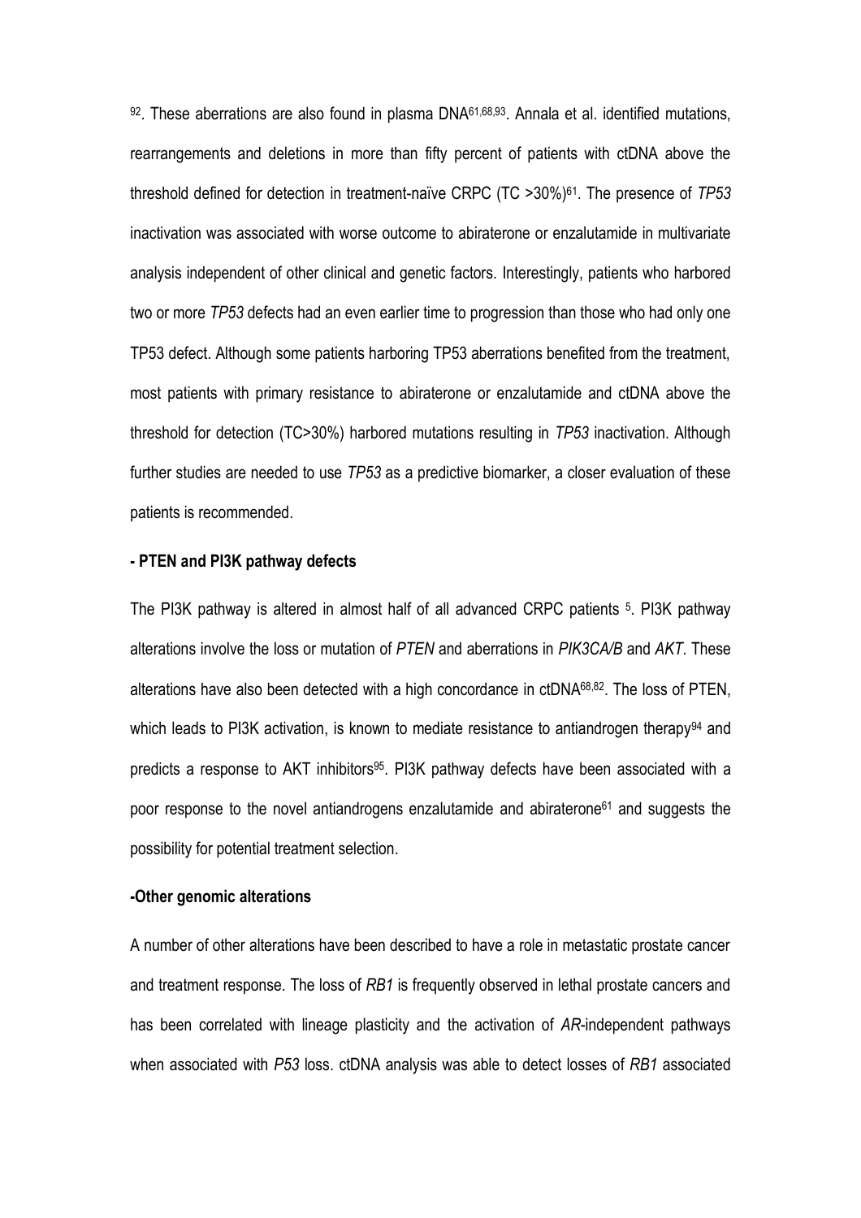[92]. These aberrations are also found in plasma DNA[61,68,93]. Annala et al. identified mutations, rearrangements and deletions in more than fifty percent of patients with ctDNA above the threshold defined for detection in treatment-naïve CRPC (TC >30%)[61]. The presence of *TP53* inactivation was associated with worse outcome to abiraterone or enzalutamide in multivariate analysis independent of other clinical and genetic factors. Interestingly, patients who harbored two or more *TP53* defects had an even earlier time to progression than those who had only one TP53 defect. Although some patients harboring TP53 aberrations benefited from the treatment, most patients with primary resistance to abiraterone or enzalutamide and ctDNA above the threshold for detection (TC>30%) harbored mutations resulting in *TP53* inactivation. Although further studies are needed to use *TP53* as a predictive biomarker, a closer evaluation of these patients is recommended.

**- PTEN and PI3K pathway defects**

The PI3K pathway is altered in almost half of all advanced CRPC patients [5]. PI3K pathway alterations involve the loss or mutation of *PTEN* and aberrations in *PIK3CA/B* and *AKT*. These alterations have also been detected with a high concordance in ctDNA[68,82]. The loss of PTEN, which leads to PI3K activation, is known to mediate resistance to antiandrogen therapy[94] and predicts a response to AKT inhibitors[95]. PI3K pathway defects have been associated with a poor response to the novel antiandrogens enzalutamide and abiraterone[61] and suggests the possibility for potential treatment selection.

**-Other genomic alterations**

A number of other alterations have been described to have a role in metastatic prostate cancer and treatment response. The loss of *RB1* is frequently observed in lethal prostate cancers and has been correlated with lineage plasticity and the activation of *AR*-independent pathways when associated with *P53* loss. ctDNA analysis was able to detect losses of *RB1* associated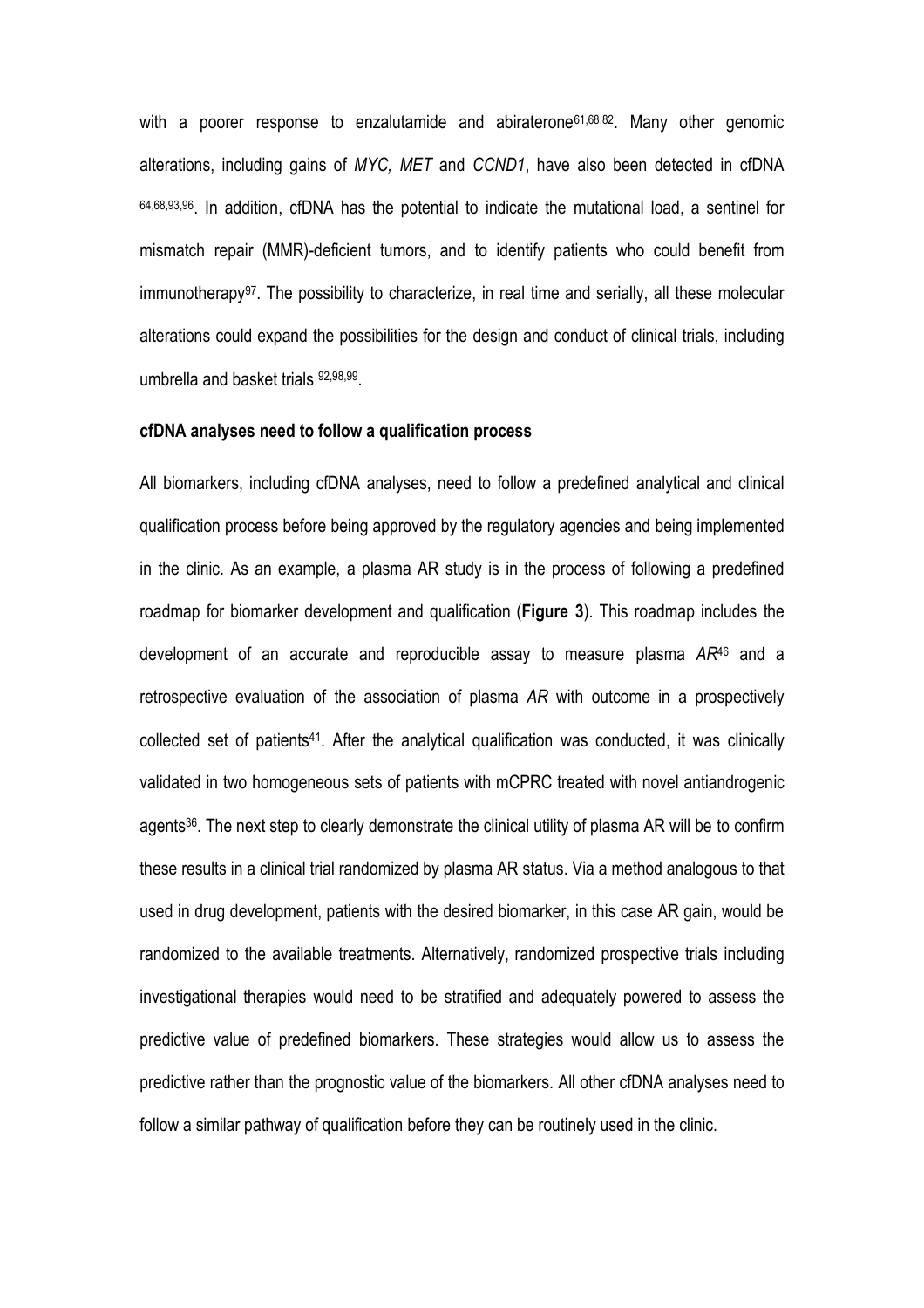with a poorer response to enzalutamide and abiraterone[61,68,82]. Many other genomic alterations, including gains of *MYC, MET* and *CCND1*, have also been detected in cfDNA [64,68,93,96]. In addition, cfDNA has the potential to indicate the mutational load, a sentinel for mismatch repair (MMR)-deficient tumors, and to identify patients who could benefit from immunotherapy[97]. The possibility to characterize, in real time and serially, all these molecular alterations could expand the possibilities for the design and conduct of clinical trials, including umbrella and basket trials [92,98,99].

**cfDNA analyses need to follow a qualification process**

All biomarkers, including cfDNA analyses, need to follow a predefined analytical and clinical qualification process before being approved by the regulatory agencies and being implemented in the clinic. As an example, a plasma AR study is in the process of following a predefined roadmap for biomarker development and qualification (**Figure 3**). This roadmap includes the development of an accurate and reproducible assay to measure plasma *AR*[46] and a retrospective evaluation of the association of plasma *AR* with outcome in a prospectively collected set of patients[41]. After the analytical qualification was conducted, it was clinically validated in two homogeneous sets of patients with mCPRC treated with novel antiandrogenic agents[36]. The next step to clearly demonstrate the clinical utility of plasma AR will be to confirm these results in a clinical trial randomized by plasma AR status. Via a method analogous to that used in drug development, patients with the desired biomarker, in this case AR gain, would be randomized to the available treatments. Alternatively, randomized prospective trials including investigational therapies would need to be stratified and adequately powered to assess the predictive value of predefined biomarkers. These strategies would allow us to assess the predictive rather than the prognostic value of the biomarkers. All other cfDNA analyses need to follow a similar pathway of qualification before they can be routinely used in the clinic.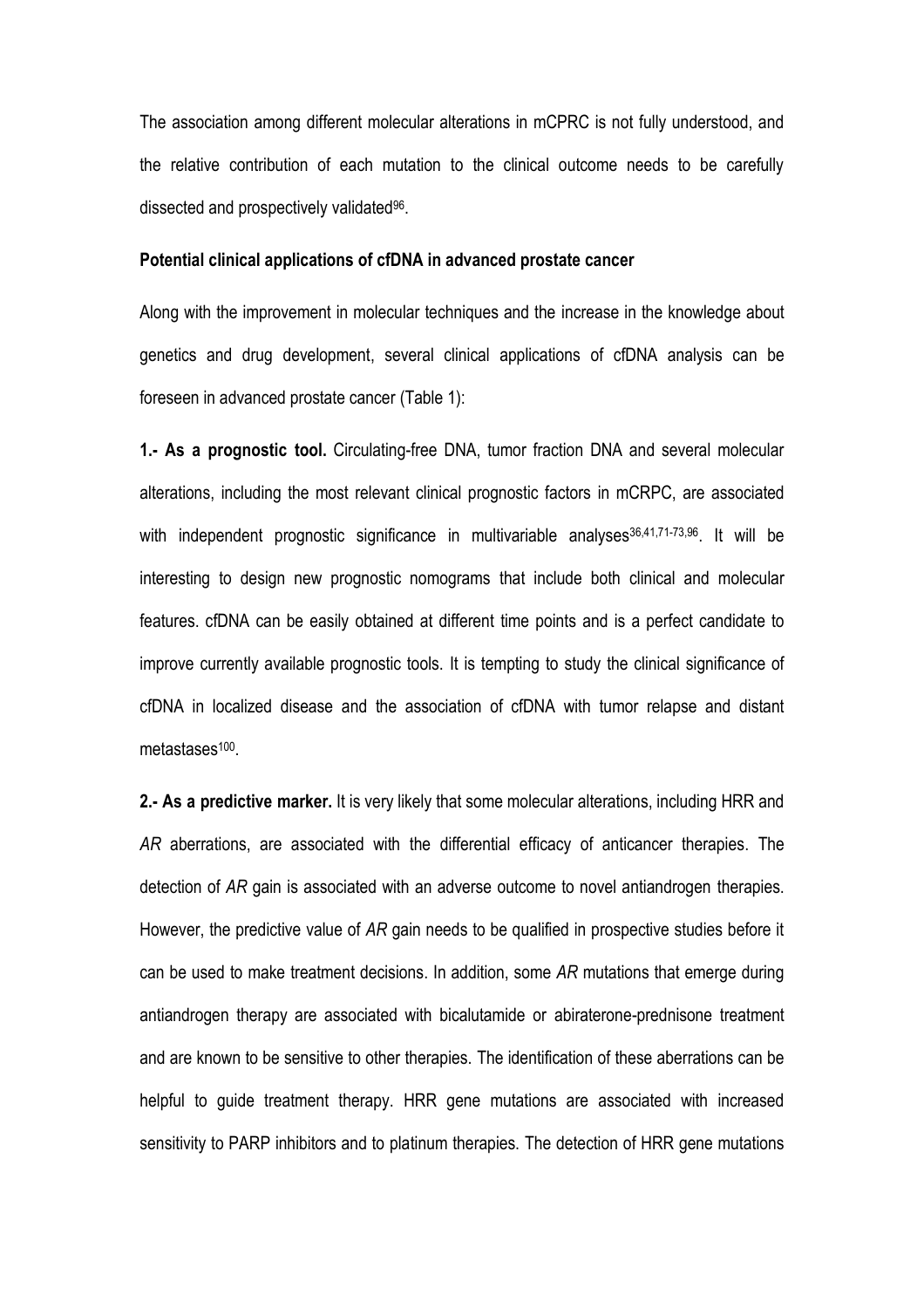The association among different molecular alterations in mCPRC is not fully understood, and the relative contribution of each mutation to the clinical outcome needs to be carefully dissected and prospectively validated[96].

**Potential clinical applications of cfDNA in advanced prostate cancer**

Along with the improvement in molecular techniques and the increase in the knowledge about genetics and drug development, several clinical applications of cfDNA analysis can be foreseen in advanced prostate cancer (Table 1):

**1.- As a prognostic tool.** Circulating-free DNA, tumor fraction DNA and several molecular alterations, including the most relevant clinical prognostic factors in mCRPC, are associated with independent prognostic significance in multivariable analyses[36,41,71-73,96]. It will be interesting to design new prognostic nomograms that include both clinical and molecular features. cfDNA can be easily obtained at different time points and is a perfect candidate to improve currently available prognostic tools. It is tempting to study the clinical significance of cfDNA in localized disease and the association of cfDNA with tumor relapse and distant metastases[100].

**2.- As a predictive marker.** It is very likely that some molecular alterations, including HRR and *AR* aberrations, are associated with the differential efficacy of anticancer therapies. The detection of *AR* gain is associated with an adverse outcome to novel antiandrogen therapies. However, the predictive value of *AR* gain needs to be qualified in prospective studies before it can be used to make treatment decisions. In addition, some *AR* mutations that emerge during antiandrogen therapy are associated with bicalutamide or abiraterone-prednisone treatment and are known to be sensitive to other therapies. The identification of these aberrations can be helpful to guide treatment therapy. HRR gene mutations are associated with increased sensitivity to PARP inhibitors and to platinum therapies. The detection of HRR gene mutations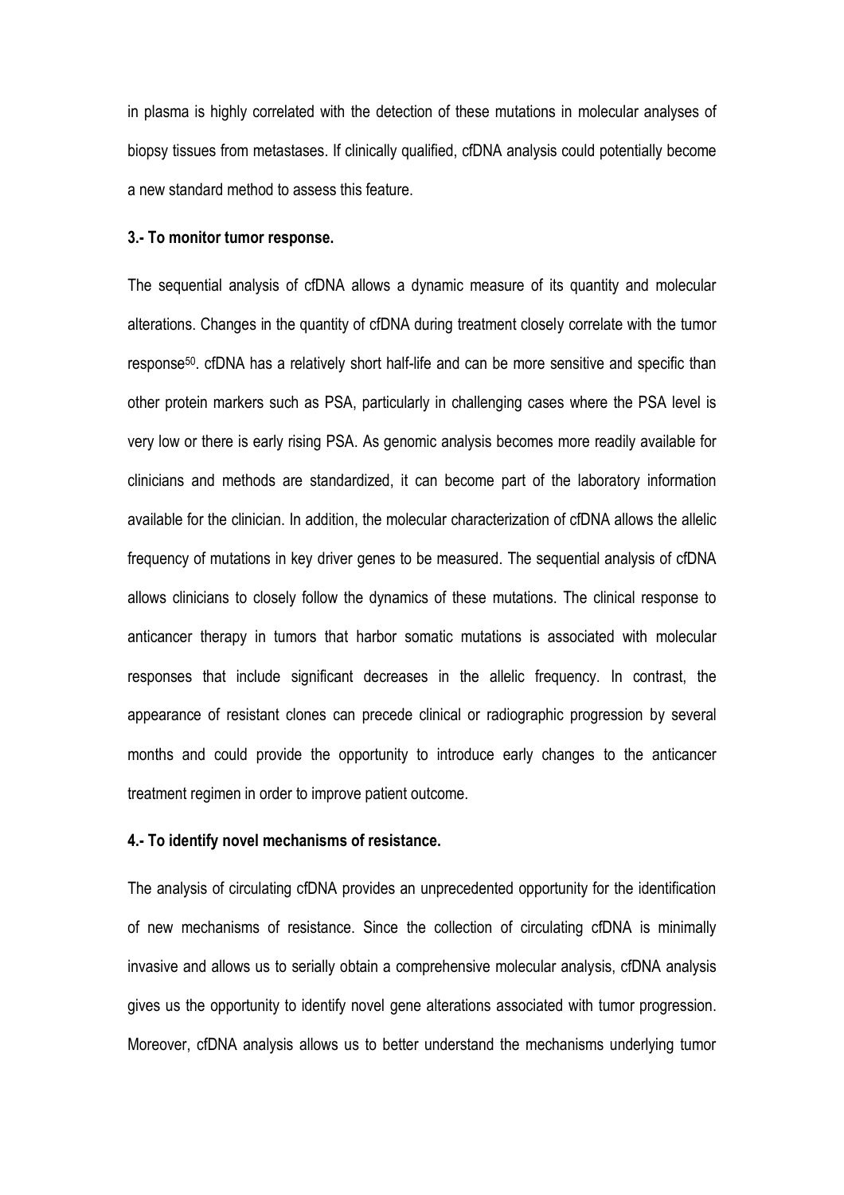in plasma is highly correlated with the detection of these mutations in molecular analyses of biopsy tissues from metastases. If clinically qualified, cfDNA analysis could potentially become a new standard method to assess this feature.

**3.- To monitor tumor response.**

The sequential analysis of cfDNA allows a dynamic measure of its quantity and molecular alterations. Changes in the quantity of cfDNA during treatment closely correlate with the tumor response[50]. cfDNA has a relatively short half-life and can be more sensitive and specific than other protein markers such as PSA, particularly in challenging cases where the PSA level is very low or there is early rising PSA. As genomic analysis becomes more readily available for clinicians and methods are standardized, it can become part of the laboratory information available for the clinician. In addition, the molecular characterization of cfDNA allows the allelic frequency of mutations in key driver genes to be measured. The sequential analysis of cfDNA allows clinicians to closely follow the dynamics of these mutations. The clinical response to anticancer therapy in tumors that harbor somatic mutations is associated with molecular responses that include significant decreases in the allelic frequency. In contrast, the appearance of resistant clones can precede clinical or radiographic progression by several months and could provide the opportunity to introduce early changes to the anticancer treatment regimen in order to improve patient outcome.

**4.- To identify novel mechanisms of resistance.**

The analysis of circulating cfDNA provides an unprecedented opportunity for the identification of new mechanisms of resistance. Since the collection of circulating cfDNA is minimally invasive and allows us to serially obtain a comprehensive molecular analysis, cfDNA analysis gives us the opportunity to identify novel gene alterations associated with tumor progression. Moreover, cfDNA analysis allows us to better understand the mechanisms underlying tumor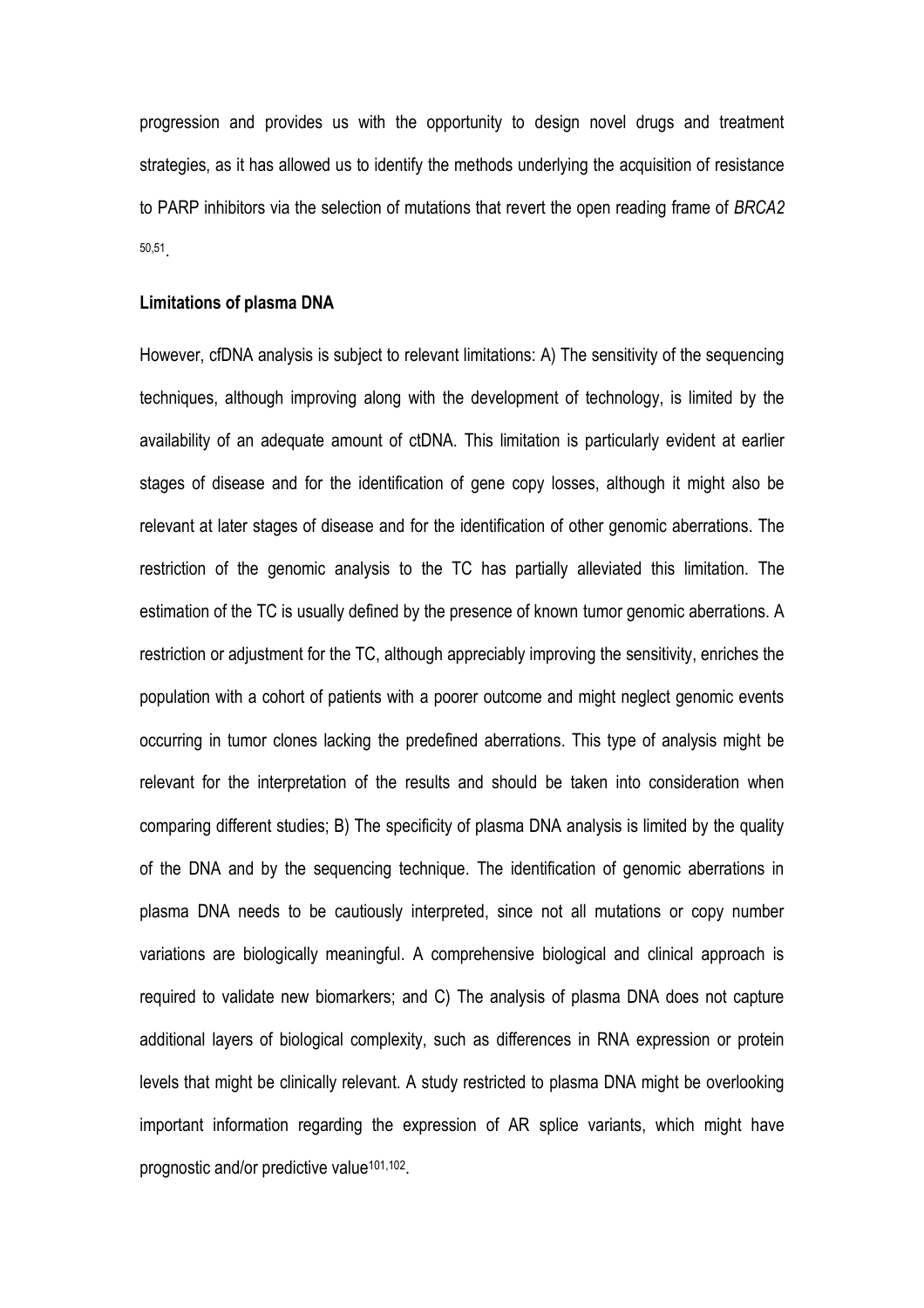progression and provides us with the opportunity to design novel drugs and treatment strategies, as it has allowed us to identify the methods underlying the acquisition of resistance to PARP inhibitors via the selection of mutations that revert the open reading frame of *BRCA2* [50,51].

**Limitations of plasma DNA**

However, cfDNA analysis is subject to relevant limitations: A) The sensitivity of the sequencing techniques, although improving along with the development of technology, is limited by the availability of an adequate amount of ctDNA. This limitation is particularly evident at earlier stages of disease and for the identification of gene copy losses, although it might also be relevant at later stages of disease and for the identification of other genomic aberrations. The restriction of the genomic analysis to the TC has partially alleviated this limitation. The estimation of the TC is usually defined by the presence of known tumor genomic aberrations. A restriction or adjustment for the TC, although appreciably improving the sensitivity, enriches the population with a cohort of patients with a poorer outcome and might neglect genomic events occurring in tumor clones lacking the predefined aberrations. This type of analysis might be relevant for the interpretation of the results and should be taken into consideration when comparing different studies; B) The specificity of plasma DNA analysis is limited by the quality of the DNA and by the sequencing technique. The identification of genomic aberrations in plasma DNA needs to be cautiously interpreted, since not all mutations or copy number variations are biologically meaningful. A comprehensive biological and clinical approach is required to validate new biomarkers; and C) The analysis of plasma DNA does not capture additional layers of biological complexity, such as differences in RNA expression or protein levels that might be clinically relevant. A study restricted to plasma DNA might be overlooking important information regarding the expression of AR splice variants, which might have prognostic and/or predictive value[101,102].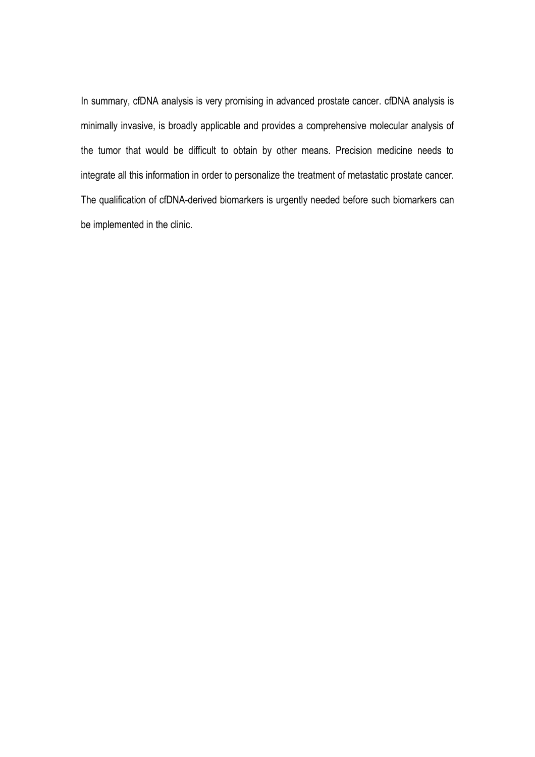In summary, cfDNA analysis is very promising in advanced prostate cancer. cfDNA analysis is minimally invasive, is broadly applicable and provides a comprehensive molecular analysis of the tumor that would be difficult to obtain by other means. Precision medicine needs to integrate all this information in order to personalize the treatment of metastatic prostate cancer. The qualification of cfDNA-derived biomarkers is urgently needed before such biomarkers can be implemented in the clinic.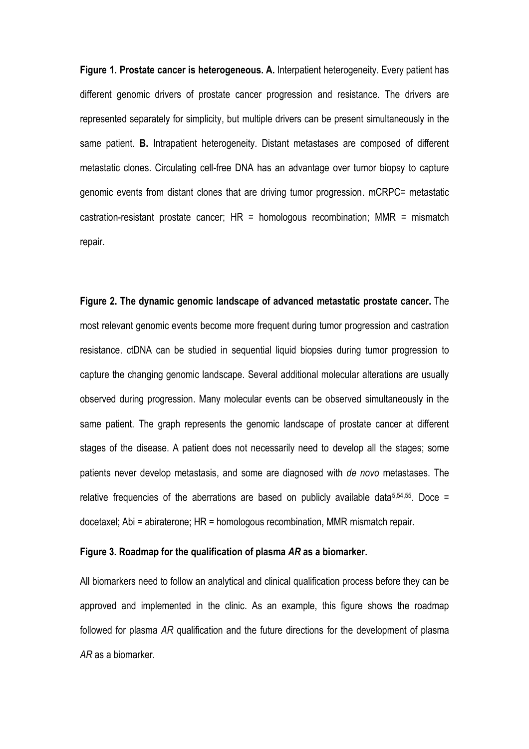**Figure 1. Prostate cancer is heterogeneous. A.** Interpatient heterogeneity. Every patient has different genomic drivers of prostate cancer progression and resistance. The drivers are represented separately for simplicity, but multiple drivers can be present simultaneously in the same patient. **B.** Intrapatient heterogeneity. Distant metastases are composed of different metastatic clones. Circulating cell-free DNA has an advantage over tumor biopsy to capture genomic events from distant clones that are driving tumor progression. mCRPC= metastatic castration-resistant prostate cancer; HR = homologous recombination; MMR = mismatch repair.

**Figure 2. The dynamic genomic landscape of advanced metastatic prostate cancer.** The most relevant genomic events become more frequent during tumor progression and castration resistance. ctDNA can be studied in sequential liquid biopsies during tumor progression to capture the changing genomic landscape. Several additional molecular alterations are usually observed during progression. Many molecular events can be observed simultaneously in the same patient. The graph represents the genomic landscape of prostate cancer at different stages of the disease. A patient does not necessarily need to develop all the stages; some patients never develop metastasis, and some are diagnosed with *de novo* metastases. The relative frequencies of the aberrations are based on publicly available data[5,54,55]. Doce = docetaxel; Abi = abiraterone; HR = homologous recombination, MMR mismatch repair.

**Figure 3. Roadmap for the qualification of plasma *AR* as a biomarker.**

All biomarkers need to follow an analytical and clinical qualification process before they can be approved and implemented in the clinic. As an example, this figure shows the roadmap followed for plasma *AR* qualification and the future directions for the development of plasma *AR* as a biomarker.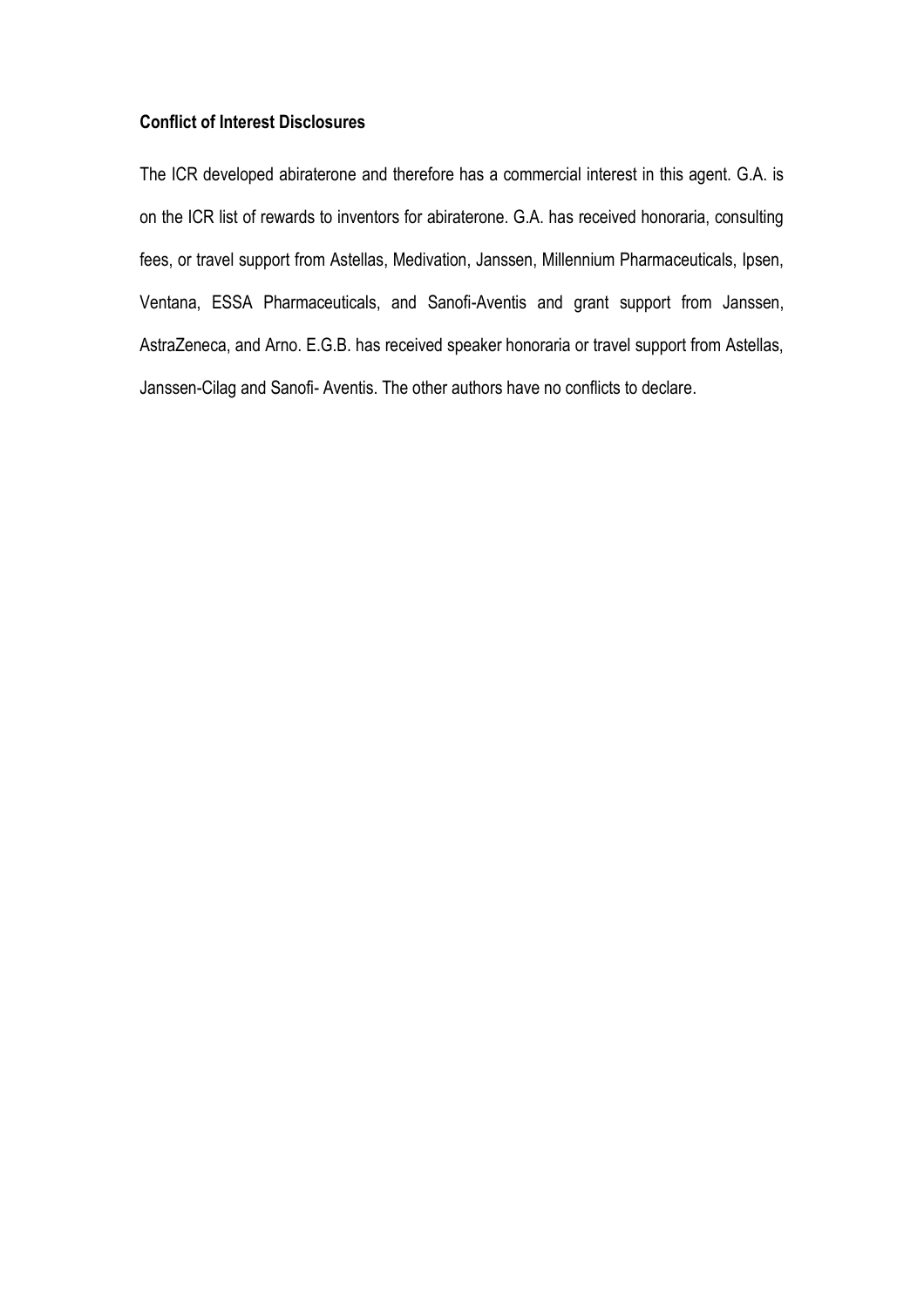**Conflict of Interest Disclosures**

The ICR developed abiraterone and therefore has a commercial interest in this agent. G.A. is on the ICR list of rewards to inventors for abiraterone. G.A. has received honoraria, consulting fees, or travel support from Astellas, Medivation, Janssen, Millennium Pharmaceuticals, Ipsen, Ventana, ESSA Pharmaceuticals, and Sanofi-Aventis and grant support from Janssen, AstraZeneca, and Arno. E.G.B. has received speaker honoraria or travel support from Astellas, Janssen-Cilag and Sanofi- Aventis. The other authors have no conflicts to declare.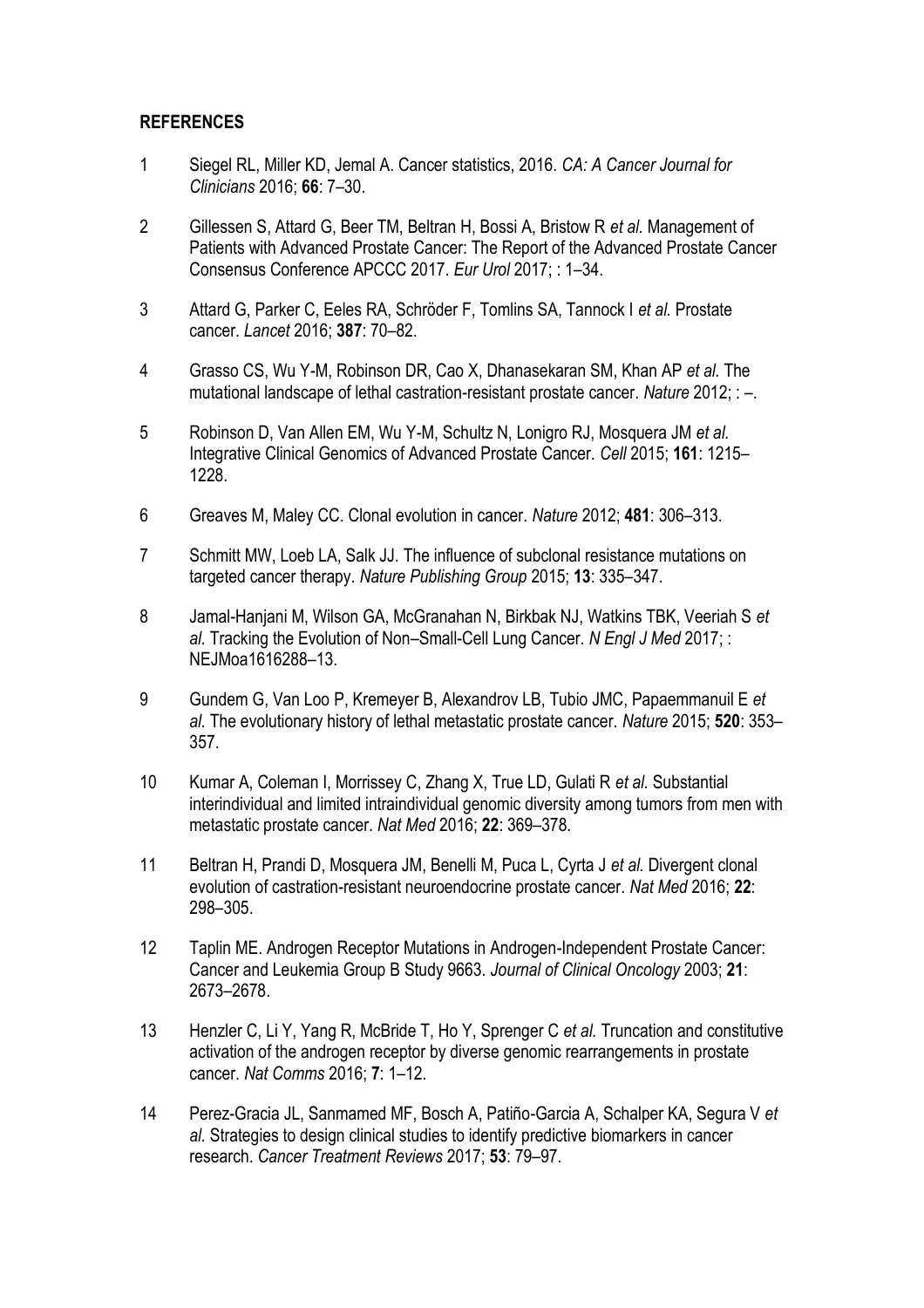**REFERENCES**

1. Siegel RL, Miller KD, Jemal A. Cancer statistics, 2016. *CA: A Cancer Journal for Clinicians* 2016; **66**: 7–30.
2. Gillessen S, Attard G, Beer TM, Beltran H, Bossi A, Bristow R *et al.* Management of Patients with Advanced Prostate Cancer: The Report of the Advanced Prostate Cancer Consensus Conference APCCC 2017. *Eur Urol* 2017; : 1–34.
3. Attard G, Parker C, Eeles RA, Schröder F, Tomlins SA, Tannock I *et al.* Prostate cancer. *Lancet* 2016; **387**: 70–82.
4. Grasso CS, Wu Y-M, Robinson DR, Cao X, Dhanasekaran SM, Khan AP *et al.* The mutational landscape of lethal castration-resistant prostate cancer. *Nature* 2012; : –.
5. Robinson D, Van Allen EM, Wu Y-M, Schultz N, Lonigro RJ, Mosquera JM *et al.* Integrative Clinical Genomics of Advanced Prostate Cancer. *Cell* 2015; **161**: 1215–1228.
6. Greaves M, Maley CC. Clonal evolution in cancer. *Nature* 2012; **481**: 306–313.
7. Schmitt MW, Loeb LA, Salk JJ. The influence of subclonal resistance mutations on targeted cancer therapy. *Nature Publishing Group* 2015; **13**: 335–347.
8. Jamal-Hanjani M, Wilson GA, McGranahan N, Birkbak NJ, Watkins TBK, Veeriah S *et al.* Tracking the Evolution of Non–Small-Cell Lung Cancer. *N Engl J Med* 2017; : NEJMoa1616288–13.
9. Gundem G, Van Loo P, Kremeyer B, Alexandrov LB, Tubio JMC, Papaemmanuil E *et al.* The evolutionary history of lethal metastatic prostate cancer. *Nature* 2015; **520**: 353–357.
10. Kumar A, Coleman I, Morrissey C, Zhang X, True LD, Gulati R *et al.* Substantial interindividual and limited intraindividual genomic diversity among tumors from men with metastatic prostate cancer. *Nat Med* 2016; **22**: 369–378.
11. Beltran H, Prandi D, Mosquera JM, Benelli M, Puca L, Cyrta J *et al.* Divergent clonal evolution of castration-resistant neuroendocrine prostate cancer. *Nat Med* 2016; **22**: 298–305.
12. Taplin ME. Androgen Receptor Mutations in Androgen-Independent Prostate Cancer: Cancer and Leukemia Group B Study 9663. *Journal of Clinical Oncology* 2003; **21**: 2673–2678.
13. Henzler C, Li Y, Yang R, McBride T, Ho Y, Sprenger C *et al.* Truncation and constitutive activation of the androgen receptor by diverse genomic rearrangements in prostate cancer. *Nat Comms* 2016; **7**: 1–12.
14. Perez-Gracia JL, Sanmamed MF, Bosch A, Patiño-Garcia A, Schalper KA, Segura V *et al.* Strategies to design clinical studies to identify predictive biomarkers in cancer research. *Cancer Treatment Reviews* 2017; **53**: 79–97.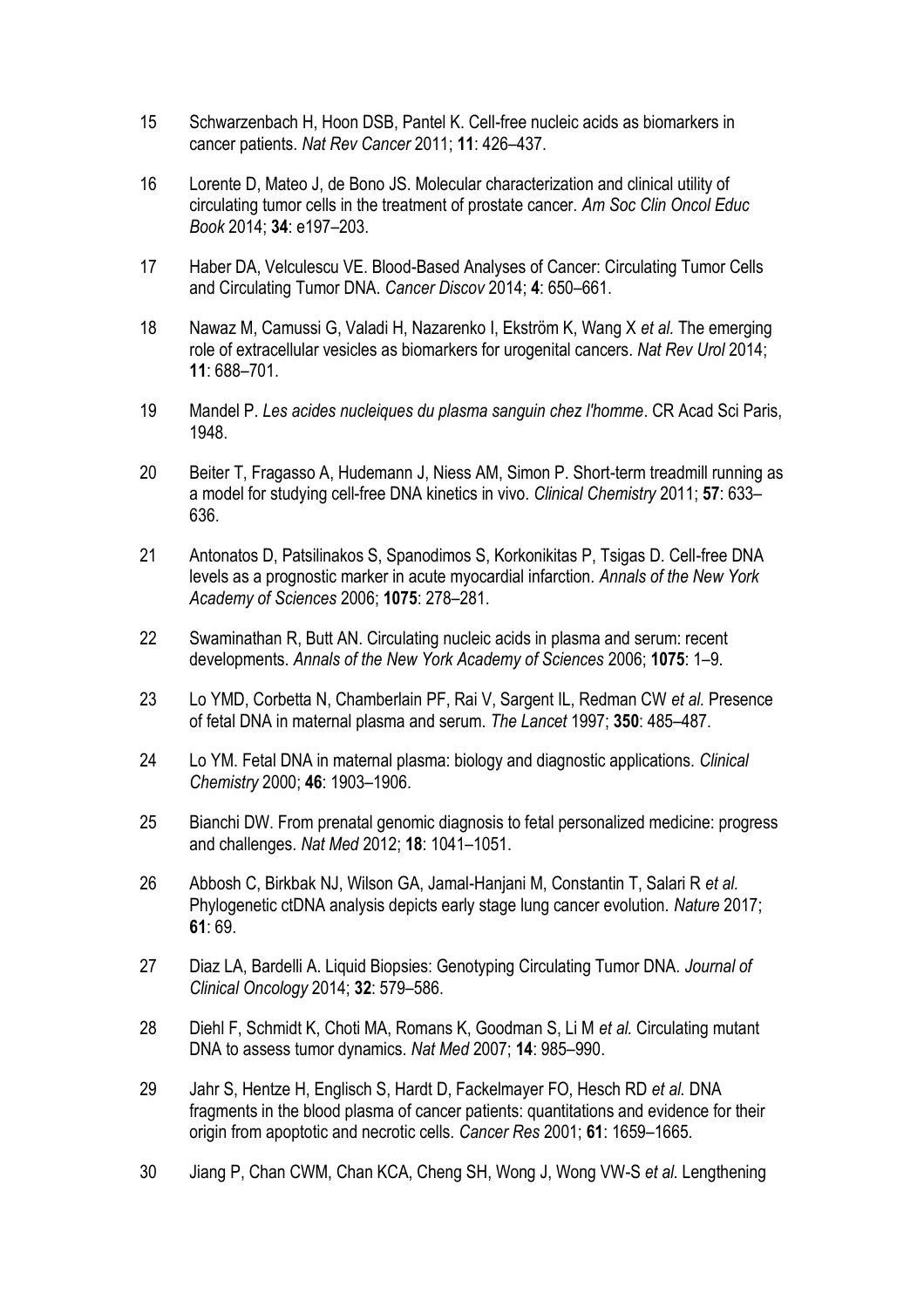15 Schwarzenbach H, Hoon DSB, Pantel K. Cell-free nucleic acids as biomarkers in cancer patients. *Nat Rev Cancer* 2011; **11**: 426–437.

16 Lorente D, Mateo J, de Bono JS. Molecular characterization and clinical utility of circulating tumor cells in the treatment of prostate cancer. *Am Soc Clin Oncol Educ Book* 2014; **34**: e197–203.

17 Haber DA, Velculescu VE. Blood-Based Analyses of Cancer: Circulating Tumor Cells and Circulating Tumor DNA. *Cancer Discov* 2014; **4**: 650–661.

18 Nawaz M, Camussi G, Valadi H, Nazarenko I, Ekström K, Wang X *et al.* The emerging role of extracellular vesicles as biomarkers for urogenital cancers. *Nat Rev Urol* 2014; **11**: 688–701.

19 Mandel P. *Les acides nucleiques du plasma sanguin chez l'homme*. CR Acad Sci Paris, 1948.

20 Beiter T, Fragasso A, Hudemann J, Niess AM, Simon P. Short-term treadmill running as a model for studying cell-free DNA kinetics in vivo. *Clinical Chemistry* 2011; **57**: 633–636.

21 Antonatos D, Patsilinakos S, Spanodimos S, Korkonikitas P, Tsigas D. Cell-free DNA levels as a prognostic marker in acute myocardial infarction. *Annals of the New York Academy of Sciences* 2006; **1075**: 278–281.

22 Swaminathan R, Butt AN. Circulating nucleic acids in plasma and serum: recent developments. *Annals of the New York Academy of Sciences* 2006; **1075**: 1–9.

23 Lo YMD, Corbetta N, Chamberlain PF, Rai V, Sargent IL, Redman CW *et al.* Presence of fetal DNA in maternal plasma and serum. *The Lancet* 1997; **350**: 485–487.

24 Lo YM. Fetal DNA in maternal plasma: biology and diagnostic applications. *Clinical Chemistry* 2000; **46**: 1903–1906.

25 Bianchi DW. From prenatal genomic diagnosis to fetal personalized medicine: progress and challenges. *Nat Med* 2012; **18**: 1041–1051.

26 Abbosh C, Birkbak NJ, Wilson GA, Jamal-Hanjani M, Constantin T, Salari R *et al.* Phylogenetic ctDNA analysis depicts early stage lung cancer evolution. *Nature* 2017; **61**: 69.

27 Diaz LA, Bardelli A. Liquid Biopsies: Genotyping Circulating Tumor DNA. *Journal of Clinical Oncology* 2014; **32**: 579–586.

28 Diehl F, Schmidt K, Choti MA, Romans K, Goodman S, Li M *et al.* Circulating mutant DNA to assess tumor dynamics. *Nat Med* 2007; **14**: 985–990.

29 Jahr S, Hentze H, Englisch S, Hardt D, Fackelmayer FO, Hesch RD *et al.* DNA fragments in the blood plasma of cancer patients: quantitations and evidence for their origin from apoptotic and necrotic cells. *Cancer Res* 2001; **61**: 1659–1665.

30 Jiang P, Chan CWM, Chan KCA, Cheng SH, Wong J, Wong VW-S *et al.* Lengthening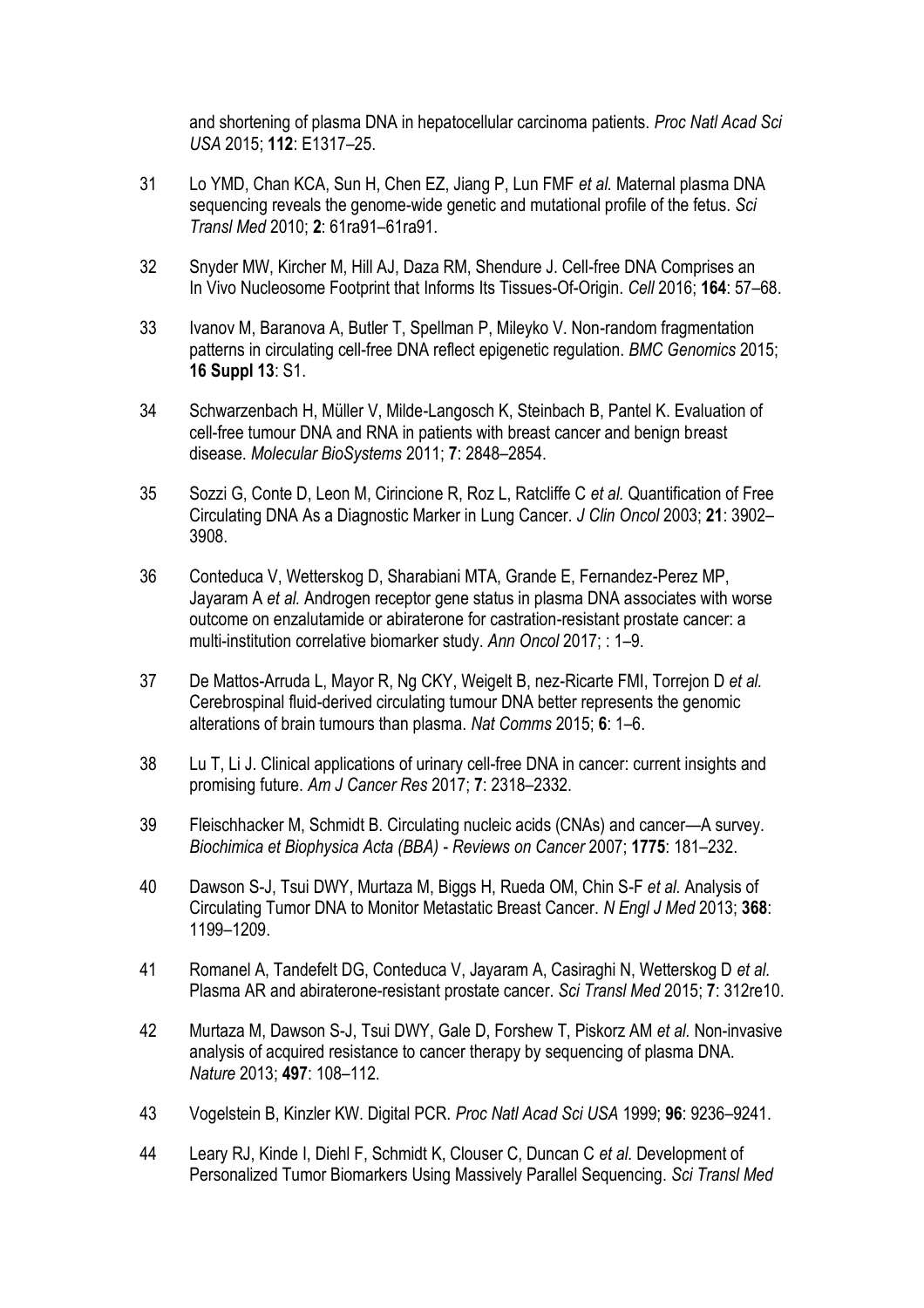and shortening of plasma DNA in hepatocellular carcinoma patients. *Proc Natl Acad Sci USA* 2015; **112**: E1317–25.

31 Lo YMD, Chan KCA, Sun H, Chen EZ, Jiang P, Lun FMF *et al.* Maternal plasma DNA sequencing reveals the genome-wide genetic and mutational profile of the fetus. *Sci Transl Med* 2010; **2**: 61ra91–61ra91.

32 Snyder MW, Kircher M, Hill AJ, Daza RM, Shendure J. Cell-free DNA Comprises an In Vivo Nucleosome Footprint that Informs Its Tissues-Of-Origin. *Cell* 2016; **164**: 57–68.

33 Ivanov M, Baranova A, Butler T, Spellman P, Mileyko V. Non-random fragmentation patterns in circulating cell-free DNA reflect epigenetic regulation. *BMC Genomics* 2015; **16 Suppl 13**: S1.

34 Schwarzenbach H, Müller V, Milde-Langosch K, Steinbach B, Pantel K. Evaluation of cell-free tumour DNA and RNA in patients with breast cancer and benign breast disease. *Molecular BioSystems* 2011; **7**: 2848–2854.

35 Sozzi G, Conte D, Leon M, Cirincione R, Roz L, Ratcliffe C *et al.* Quantification of Free Circulating DNA As a Diagnostic Marker in Lung Cancer. *J Clin Oncol* 2003; **21**: 3902–3908.

36 Conteduca V, Wetterskog D, Sharabiani MTA, Grande E, Fernandez-Perez MP, Jayaram A *et al.* Androgen receptor gene status in plasma DNA associates with worse outcome on enzalutamide or abiraterone for castration-resistant prostate cancer: a multi-institution correlative biomarker study. *Ann Oncol* 2017; : 1–9.

37 De Mattos-Arruda L, Mayor R, Ng CKY, Weigelt B, nez-Ricarte FMI, Torrejon D *et al.* Cerebrospinal fluid-derived circulating tumour DNA better represents the genomic alterations of brain tumours than plasma. *Nat Comms* 2015; **6**: 1–6.

38 Lu T, Li J. Clinical applications of urinary cell-free DNA in cancer: current insights and promising future. *Am J Cancer Res* 2017; **7**: 2318–2332.

39 Fleischhacker M, Schmidt B. Circulating nucleic acids (CNAs) and cancer—A survey. *Biochimica et Biophysica Acta (BBA) - Reviews on Cancer* 2007; **1775**: 181–232.

40 Dawson S-J, Tsui DWY, Murtaza M, Biggs H, Rueda OM, Chin S-F *et al.* Analysis of Circulating Tumor DNA to Monitor Metastatic Breast Cancer. *N Engl J Med* 2013; **368**: 1199–1209.

41 Romanel A, Tandefelt DG, Conteduca V, Jayaram A, Casiraghi N, Wetterskog D *et al.* Plasma AR and abiraterone-resistant prostate cancer. *Sci Transl Med* 2015; **7**: 312re10.

42 Murtaza M, Dawson S-J, Tsui DWY, Gale D, Forshew T, Piskorz AM *et al.* Non-invasive analysis of acquired resistance to cancer therapy by sequencing of plasma DNA. *Nature* 2013; **497**: 108–112.

43 Vogelstein B, Kinzler KW. Digital PCR. *Proc Natl Acad Sci USA* 1999; **96**: 9236–9241.

44 Leary RJ, Kinde I, Diehl F, Schmidt K, Clouser C, Duncan C *et al.* Development of Personalized Tumor Biomarkers Using Massively Parallel Sequencing. *Sci Transl Med*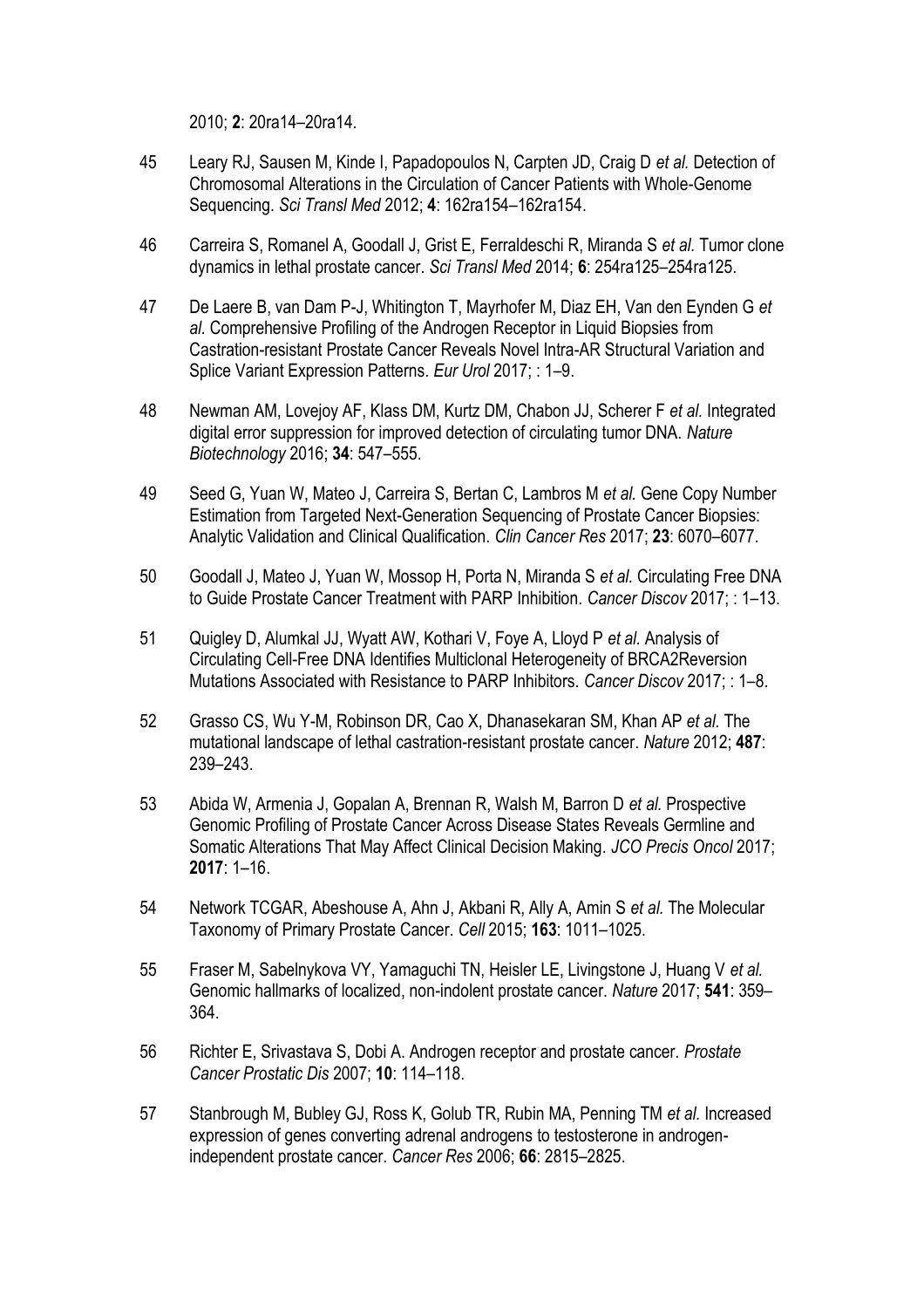2010; **2**: 20ra14–20ra14.

45 Leary RJ, Sausen M, Kinde I, Papadopoulos N, Carpten JD, Craig D *et al.* Detection of Chromosomal Alterations in the Circulation of Cancer Patients with Whole-Genome Sequencing. *Sci Transl Med* 2012; **4**: 162ra154–162ra154.

46 Carreira S, Romanel A, Goodall J, Grist E, Ferraldeschi R, Miranda S *et al.* Tumor clone dynamics in lethal prostate cancer. *Sci Transl Med* 2014; **6**: 254ra125–254ra125.

47 De Laere B, van Dam P-J, Whitington T, Mayrhofer M, Diaz EH, Van den Eynden G *et al.* Comprehensive Profiling of the Androgen Receptor in Liquid Biopsies from Castration-resistant Prostate Cancer Reveals Novel Intra-AR Structural Variation and Splice Variant Expression Patterns. *Eur Urol* 2017; : 1–9.

48 Newman AM, Lovejoy AF, Klass DM, Kurtz DM, Chabon JJ, Scherer F *et al.* Integrated digital error suppression for improved detection of circulating tumor DNA. *Nature Biotechnology* 2016; **34**: 547–555.

49 Seed G, Yuan W, Mateo J, Carreira S, Bertan C, Lambros M *et al.* Gene Copy Number Estimation from Targeted Next-Generation Sequencing of Prostate Cancer Biopsies: Analytic Validation and Clinical Qualification. *Clin Cancer Res* 2017; **23**: 6070–6077.

50 Goodall J, Mateo J, Yuan W, Mossop H, Porta N, Miranda S *et al.* Circulating Free DNA to Guide Prostate Cancer Treatment with PARP Inhibition. *Cancer Discov* 2017; : 1–13.

51 Quigley D, Alumkal JJ, Wyatt AW, Kothari V, Foye A, Lloyd P *et al.* Analysis of Circulating Cell-Free DNA Identifies Multiclonal Heterogeneity of BRCA2Reversion Mutations Associated with Resistance to PARP Inhibitors. *Cancer Discov* 2017; : 1–8.

52 Grasso CS, Wu Y-M, Robinson DR, Cao X, Dhanasekaran SM, Khan AP *et al.* The mutational landscape of lethal castration-resistant prostate cancer. *Nature* 2012; **487**: 239–243.

53 Abida W, Armenia J, Gopalan A, Brennan R, Walsh M, Barron D *et al.* Prospective Genomic Profiling of Prostate Cancer Across Disease States Reveals Germline and Somatic Alterations That May Affect Clinical Decision Making. *JCO Precis Oncol* 2017; **2017**: 1–16.

54 Network TCGAR, Abeshouse A, Ahn J, Akbani R, Ally A, Amin S *et al.* The Molecular Taxonomy of Primary Prostate Cancer. *Cell* 2015; **163**: 1011–1025.

55 Fraser M, Sabelnykova VY, Yamaguchi TN, Heisler LE, Livingstone J, Huang V *et al.* Genomic hallmarks of localized, non-indolent prostate cancer. *Nature* 2017; **541**: 359–364.

56 Richter E, Srivastava S, Dobi A. Androgen receptor and prostate cancer. *Prostate Cancer Prostatic Dis* 2007; **10**: 114–118.

57 Stanbrough M, Bubley GJ, Ross K, Golub TR, Rubin MA, Penning TM *et al.* Increased expression of genes converting adrenal androgens to testosterone in androgen-independent prostate cancer. *Cancer Res* 2006; **66**: 2815–2825.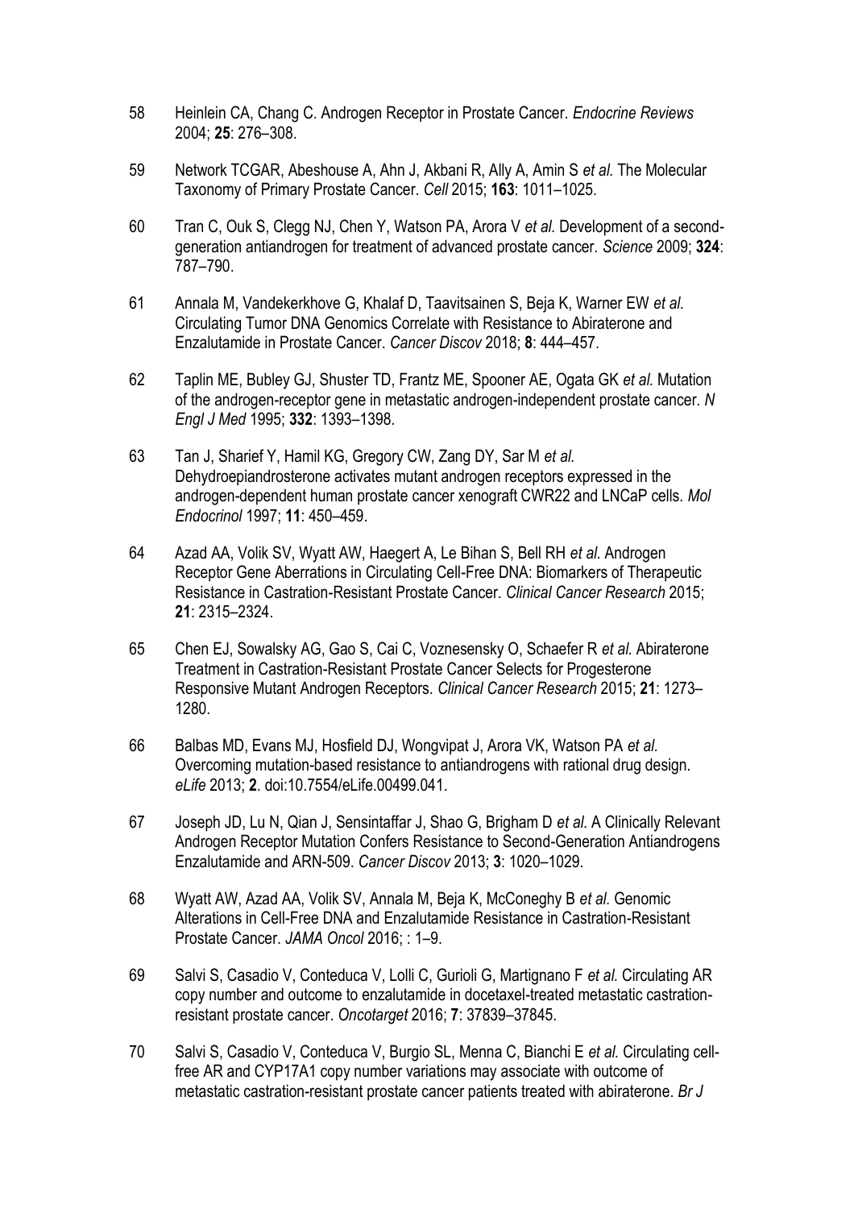58 Heinlein CA, Chang C. Androgen Receptor in Prostate Cancer. *Endocrine Reviews* 2004; **25**: 276–308.

59 Network TCGAR, Abeshouse A, Ahn J, Akbani R, Ally A, Amin S *et al.* The Molecular Taxonomy of Primary Prostate Cancer. *Cell* 2015; **163**: 1011–1025.

60 Tran C, Ouk S, Clegg NJ, Chen Y, Watson PA, Arora V *et al.* Development of a second-generation antiandrogen for treatment of advanced prostate cancer. *Science* 2009; **324**: 787–790.

61 Annala M, Vandekerkhove G, Khalaf D, Taavitsainen S, Beja K, Warner EW *et al.* Circulating Tumor DNA Genomics Correlate with Resistance to Abiraterone and Enzalutamide in Prostate Cancer. *Cancer Discov* 2018; **8**: 444–457.

62 Taplin ME, Bubley GJ, Shuster TD, Frantz ME, Spooner AE, Ogata GK *et al.* Mutation of the androgen-receptor gene in metastatic androgen-independent prostate cancer. *N Engl J Med* 1995; **332**: 1393–1398.

63 Tan J, Sharief Y, Hamil KG, Gregory CW, Zang DY, Sar M *et al.* Dehydroepiandrosterone activates mutant androgen receptors expressed in the androgen-dependent human prostate cancer xenograft CWR22 and LNCaP cells. *Mol Endocrinol* 1997; **11**: 450–459.

64 Azad AA, Volik SV, Wyatt AW, Haegert A, Le Bihan S, Bell RH *et al.* Androgen Receptor Gene Aberrations in Circulating Cell-Free DNA: Biomarkers of Therapeutic Resistance in Castration-Resistant Prostate Cancer. *Clinical Cancer Research* 2015; **21**: 2315–2324.

65 Chen EJ, Sowalsky AG, Gao S, Cai C, Voznesensky O, Schaefer R *et al.* Abiraterone Treatment in Castration-Resistant Prostate Cancer Selects for Progesterone Responsive Mutant Androgen Receptors. *Clinical Cancer Research* 2015; **21**: 1273–1280.

66 Balbas MD, Evans MJ, Hosfield DJ, Wongvipat J, Arora VK, Watson PA *et al.* Overcoming mutation-based resistance to antiandrogens with rational drug design. *eLife* 2013; **2**. doi:10.7554/eLife.00499.041.

67 Joseph JD, Lu N, Qian J, Sensintaffar J, Shao G, Brigham D *et al.* A Clinically Relevant Androgen Receptor Mutation Confers Resistance to Second-Generation Antiandrogens Enzalutamide and ARN-509. *Cancer Discov* 2013; **3**: 1020–1029.

68 Wyatt AW, Azad AA, Volik SV, Annala M, Beja K, McConeghy B *et al.* Genomic Alterations in Cell-Free DNA and Enzalutamide Resistance in Castration-Resistant Prostate Cancer. *JAMA Oncol* 2016; : 1–9.

69 Salvi S, Casadio V, Conteduca V, Lolli C, Gurioli G, Martignano F *et al.* Circulating AR copy number and outcome to enzalutamide in docetaxel-treated metastatic castration-resistant prostate cancer. *Oncotarget* 2016; **7**: 37839–37845.

70 Salvi S, Casadio V, Conteduca V, Burgio SL, Menna C, Bianchi E *et al.* Circulating cell-free AR and CYP17A1 copy number variations may associate with outcome of metastatic castration-resistant prostate cancer patients treated with abiraterone. *Br J*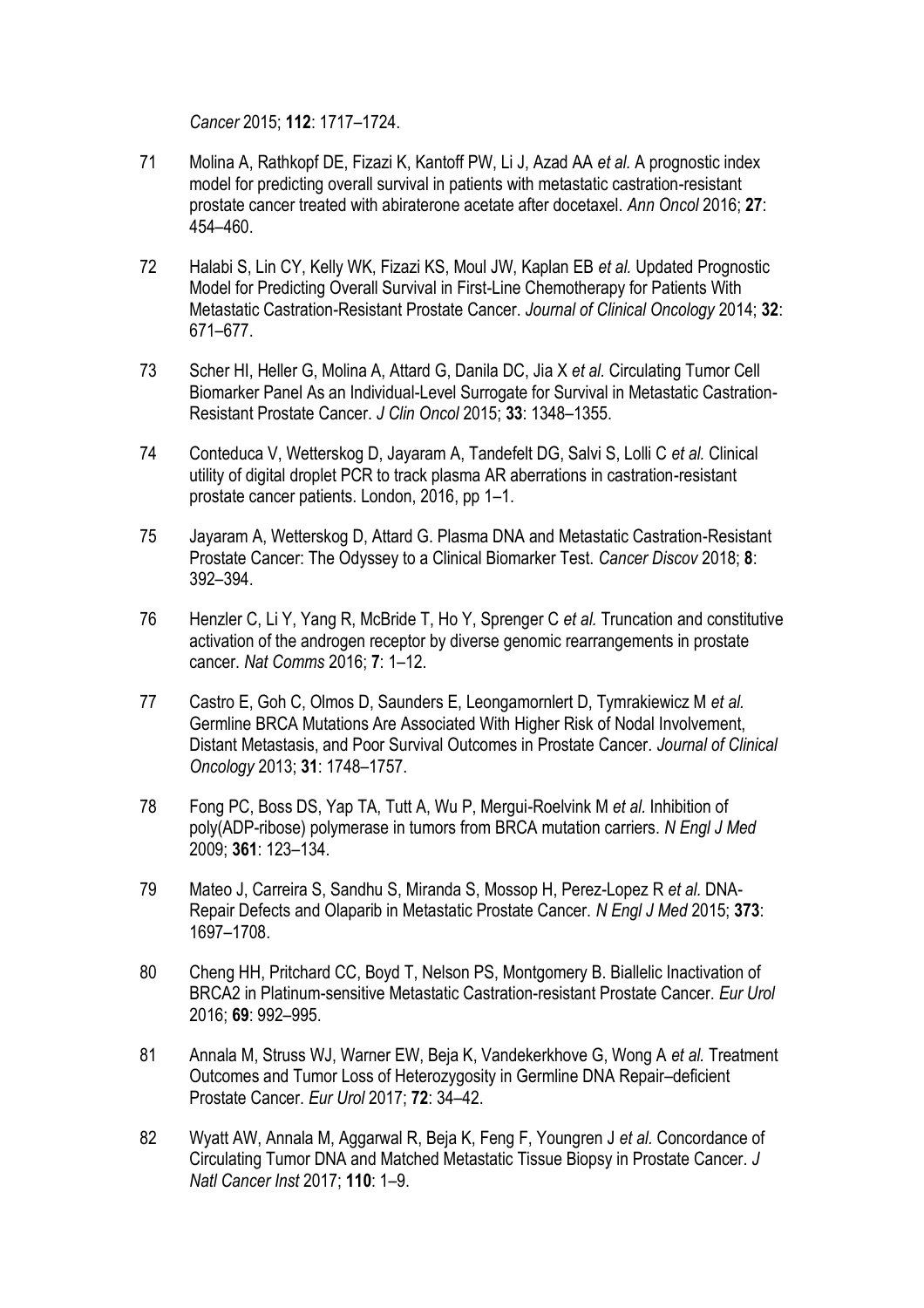*Cancer* 2015; **112**: 1717–1724.

71 Molina A, Rathkopf DE, Fizazi K, Kantoff PW, Li J, Azad AA *et al.* A prognostic index model for predicting overall survival in patients with metastatic castration-resistant prostate cancer treated with abiraterone acetate after docetaxel. *Ann Oncol* 2016; **27**: 454–460.

72 Halabi S, Lin CY, Kelly WK, Fizazi KS, Moul JW, Kaplan EB *et al.* Updated Prognostic Model for Predicting Overall Survival in First-Line Chemotherapy for Patients With Metastatic Castration-Resistant Prostate Cancer. *Journal of Clinical Oncology* 2014; **32**: 671–677.

73 Scher HI, Heller G, Molina A, Attard G, Danila DC, Jia X *et al.* Circulating Tumor Cell Biomarker Panel As an Individual-Level Surrogate for Survival in Metastatic Castration-Resistant Prostate Cancer. *J Clin Oncol* 2015; **33**: 1348–1355.

74 Conteduca V, Wetterskog D, Jayaram A, Tandefelt DG, Salvi S, Lolli C *et al.* Clinical utility of digital droplet PCR to track plasma AR aberrations in castration-resistant prostate cancer patients. London, 2016, pp 1–1.

75 Jayaram A, Wetterskog D, Attard G. Plasma DNA and Metastatic Castration-Resistant Prostate Cancer: The Odyssey to a Clinical Biomarker Test. *Cancer Discov* 2018; **8**: 392–394.

76 Henzler C, Li Y, Yang R, McBride T, Ho Y, Sprenger C *et al.* Truncation and constitutive activation of the androgen receptor by diverse genomic rearrangements in prostate cancer. *Nat Comms* 2016; **7**: 1–12.

77 Castro E, Goh C, Olmos D, Saunders E, Leongamornlert D, Tymrakiewicz M *et al.* Germline BRCA Mutations Are Associated With Higher Risk of Nodal Involvement, Distant Metastasis, and Poor Survival Outcomes in Prostate Cancer. *Journal of Clinical Oncology* 2013; **31**: 1748–1757.

78 Fong PC, Boss DS, Yap TA, Tutt A, Wu P, Mergui-Roelvink M *et al.* Inhibition of poly(ADP-ribose) polymerase in tumors from BRCA mutation carriers. *N Engl J Med* 2009; **361**: 123–134.

79 Mateo J, Carreira S, Sandhu S, Miranda S, Mossop H, Perez-Lopez R *et al.* DNA-Repair Defects and Olaparib in Metastatic Prostate Cancer. *N Engl J Med* 2015; **373**: 1697–1708.

80 Cheng HH, Pritchard CC, Boyd T, Nelson PS, Montgomery B. Biallelic Inactivation of BRCA2 in Platinum-sensitive Metastatic Castration-resistant Prostate Cancer. *Eur Urol* 2016; **69**: 992–995.

81 Annala M, Struss WJ, Warner EW, Beja K, Vandekerkhove G, Wong A *et al.* Treatment Outcomes and Tumor Loss of Heterozygosity in Germline DNA Repair–deficient Prostate Cancer. *Eur Urol* 2017; **72**: 34–42.

82 Wyatt AW, Annala M, Aggarwal R, Beja K, Feng F, Youngren J *et al.* Concordance of Circulating Tumor DNA and Matched Metastatic Tissue Biopsy in Prostate Cancer. *J Natl Cancer Inst* 2017; **110**: 1–9.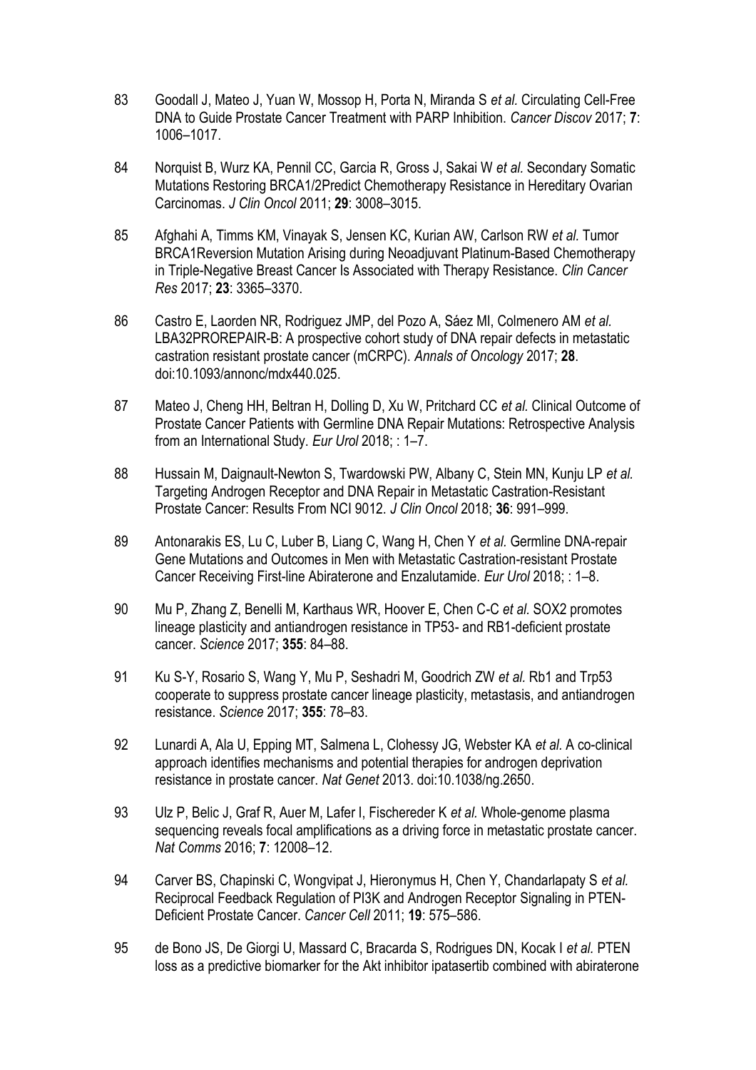83 Goodall J, Mateo J, Yuan W, Mossop H, Porta N, Miranda S *et al.* Circulating Cell-Free DNA to Guide Prostate Cancer Treatment with PARP Inhibition. *Cancer Discov* 2017; **7**: 1006–1017.

84 Norquist B, Wurz KA, Pennil CC, Garcia R, Gross J, Sakai W *et al.* Secondary Somatic Mutations Restoring BRCA1/2Predict Chemotherapy Resistance in Hereditary Ovarian Carcinomas. *J Clin Oncol* 2011; **29**: 3008–3015.

85 Afghahi A, Timms KM, Vinayak S, Jensen KC, Kurian AW, Carlson RW *et al.* Tumor BRCA1Reversion Mutation Arising during Neoadjuvant Platinum-Based Chemotherapy in Triple-Negative Breast Cancer Is Associated with Therapy Resistance. *Clin Cancer Res* 2017; **23**: 3365–3370.

86 Castro E, Laorden NR, Rodriguez JMP, del Pozo A, Sáez MI, Colmenero AM *et al.* LBA32PROREPAIR-B: A prospective cohort study of DNA repair defects in metastatic castration resistant prostate cancer (mCRPC). *Annals of Oncology* 2017; **28**. doi:10.1093/annonc/mdx440.025.

87 Mateo J, Cheng HH, Beltran H, Dolling D, Xu W, Pritchard CC *et al.* Clinical Outcome of Prostate Cancer Patients with Germline DNA Repair Mutations: Retrospective Analysis from an International Study. *Eur Urol* 2018; : 1–7.

88 Hussain M, Daignault-Newton S, Twardowski PW, Albany C, Stein MN, Kunju LP *et al.* Targeting Androgen Receptor and DNA Repair in Metastatic Castration-Resistant Prostate Cancer: Results From NCI 9012. *J Clin Oncol* 2018; **36**: 991–999.

89 Antonarakis ES, Lu C, Luber B, Liang C, Wang H, Chen Y *et al.* Germline DNA-repair Gene Mutations and Outcomes in Men with Metastatic Castration-resistant Prostate Cancer Receiving First-line Abiraterone and Enzalutamide. *Eur Urol* 2018; : 1–8.

90 Mu P, Zhang Z, Benelli M, Karthaus WR, Hoover E, Chen C-C *et al.* SOX2 promotes lineage plasticity and antiandrogen resistance in TP53- and RB1-deficient prostate cancer. *Science* 2017; **355**: 84–88.

91 Ku S-Y, Rosario S, Wang Y, Mu P, Seshadri M, Goodrich ZW *et al.* Rb1 and Trp53 cooperate to suppress prostate cancer lineage plasticity, metastasis, and antiandrogen resistance. *Science* 2017; **355**: 78–83.

92 Lunardi A, Ala U, Epping MT, Salmena L, Clohessy JG, Webster KA *et al.* A co-clinical approach identifies mechanisms and potential therapies for androgen deprivation resistance in prostate cancer. *Nat Genet* 2013. doi:10.1038/ng.2650.

93 Ulz P, Belic J, Graf R, Auer M, Lafer I, Fischereder K *et al.* Whole-genome plasma sequencing reveals focal amplifications as a driving force in metastatic prostate cancer. *Nat Comms* 2016; **7**: 12008–12.

94 Carver BS, Chapinski C, Wongvipat J, Hieronymus H, Chen Y, Chandarlapaty S *et al.* Reciprocal Feedback Regulation of PI3K and Androgen Receptor Signaling in PTEN-Deficient Prostate Cancer. *Cancer Cell* 2011; **19**: 575–586.

95 de Bono JS, De Giorgi U, Massard C, Bracarda S, Rodrigues DN, Kocak I *et al.* PTEN loss as a predictive biomarker for the Akt inhibitor ipatasertib combined with abiraterone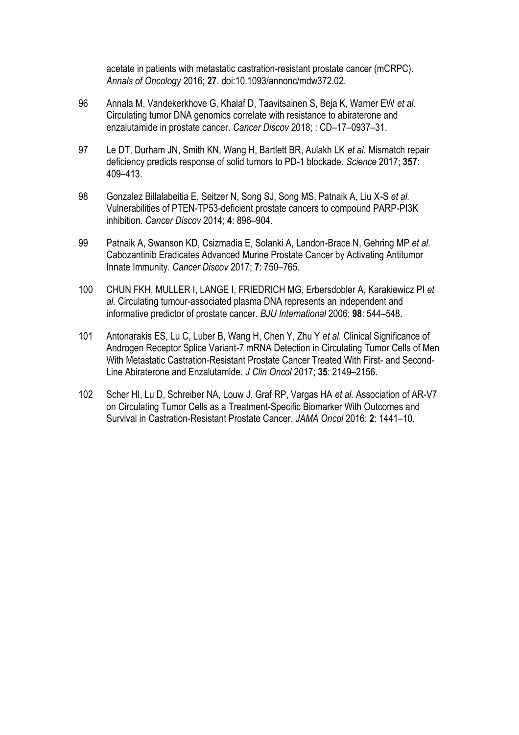acetate in patients with metastatic castration-resistant prostate cancer (mCRPC). *Annals of Oncology* 2016; **27**. doi:10.1093/annonc/mdw372.02.

96 Annala M, Vandekerkhove G, Khalaf D, Taavitsainen S, Beja K, Warner EW *et al.* Circulating tumor DNA genomics correlate with resistance to abiraterone and enzalutamide in prostate cancer. *Cancer Discov* 2018; : CD–17–0937–31.

97 Le DT, Durham JN, Smith KN, Wang H, Bartlett BR, Aulakh LK *et al.* Mismatch repair deficiency predicts response of solid tumors to PD-1 blockade. *Science* 2017; **357**: 409–413.

98 Gonzalez Billalabeitia E, Seitzer N, Song SJ, Song MS, Patnaik A, Liu X-S *et al.* Vulnerabilities of PTEN-TP53-deficient prostate cancers to compound PARP-PI3K inhibition. *Cancer Discov* 2014; **4**: 896–904.

99 Patnaik A, Swanson KD, Csizmadia E, Solanki A, Landon-Brace N, Gehring MP *et al.* Cabozantinib Eradicates Advanced Murine Prostate Cancer by Activating Antitumor Innate Immunity. *Cancer Discov* 2017; **7**: 750–765.

100 CHUN FKH, MULLER I, LANGE I, FRIEDRICH MG, Erbersdobler A, Karakiewicz PI *et al.* Circulating tumour-associated plasma DNA represents an independent and informative predictor of prostate cancer. *BJU International* 2006; **98**: 544–548.

101 Antonarakis ES, Lu C, Luber B, Wang H, Chen Y, Zhu Y *et al.* Clinical Significance of Androgen Receptor Splice Variant-7 mRNA Detection in Circulating Tumor Cells of Men With Metastatic Castration-Resistant Prostate Cancer Treated With First- and Second-Line Abiraterone and Enzalutamide. *J Clin Oncol* 2017; **35**: 2149–2156.

102 Scher HI, Lu D, Schreiber NA, Louw J, Graf RP, Vargas HA *et al.* Association of AR-V7 on Circulating Tumor Cells as a Treatment-Specific Biomarker With Outcomes and Survival in Castration-Resistant Prostate Cancer. *JAMA Oncol* 2016; **2**: 1441–10.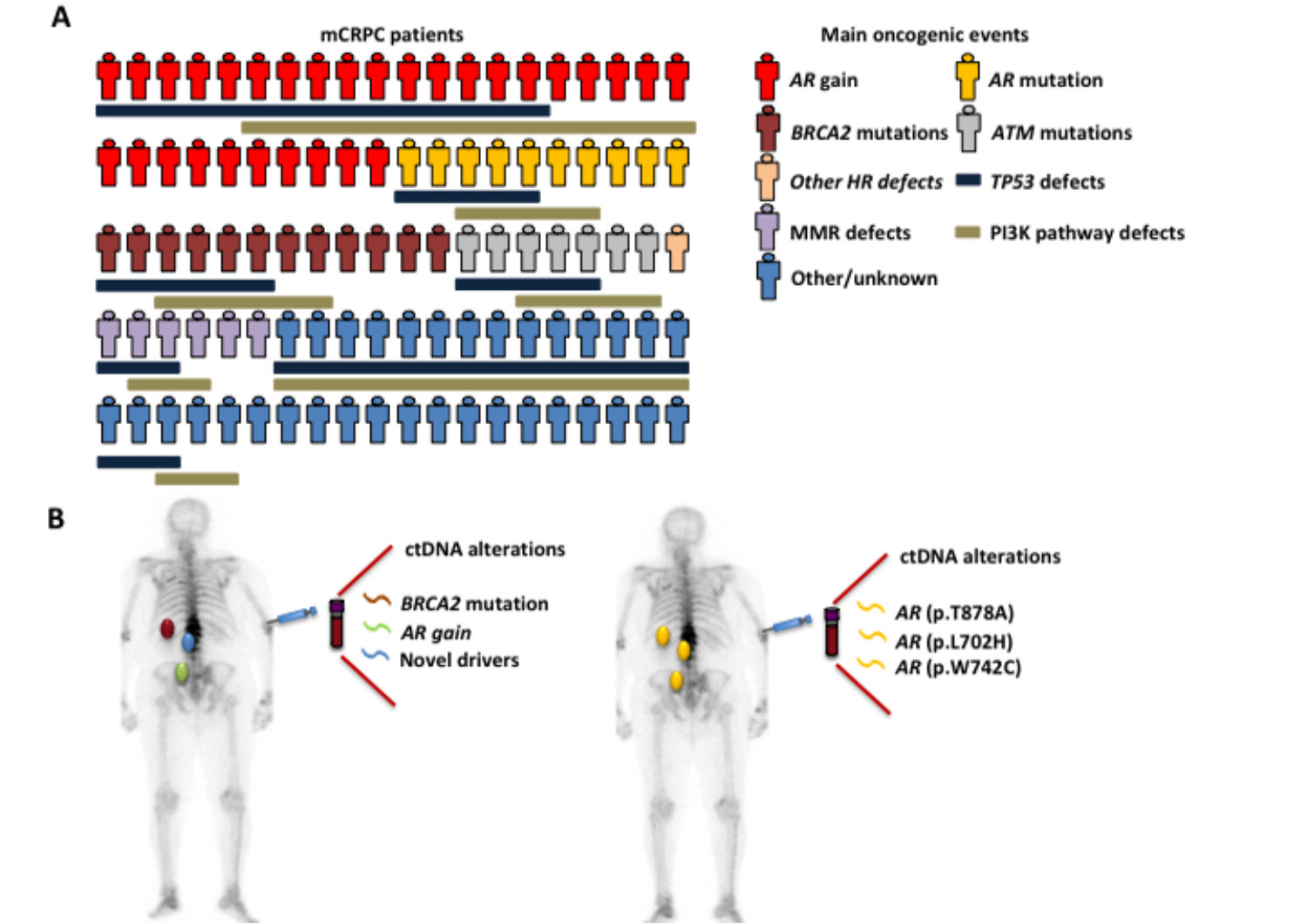**A**

mCRPC patients

Main oncogenic events

*AR* gain

*AR* mutation

*BRCA2* mutations

*ATM* mutations

*Other HR defects*

*TP53* defects

MMR defects

PI3K pathway defects

Other/unknown

**B**

ctDNA alterations

*BRCA2* mutation

*AR gain*

Novel drivers

ctDNA alterations

*AR* (p.T878A)

*AR* (p.L702H)

*AR* (p.W742C)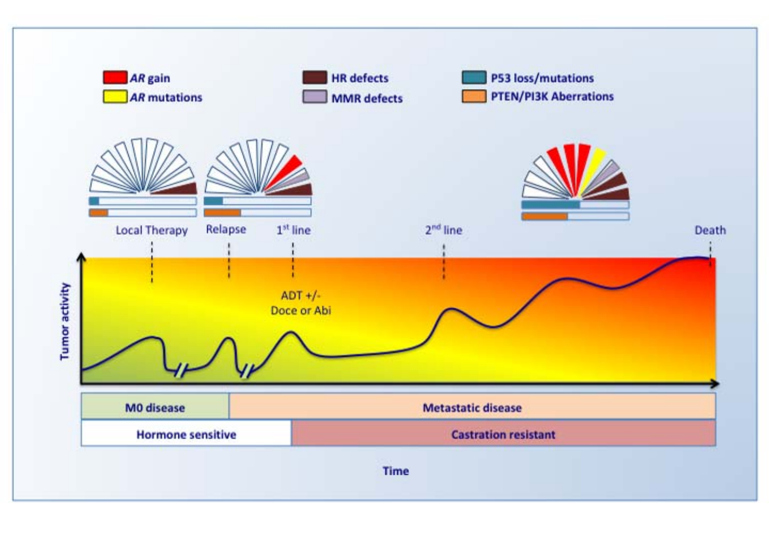AR gain

AR mutations

HR defects

MMR defects

P53 loss/mutations

PTEN/PI3K Aberrations

Local Therapy

Relapse

1st line

2nd line

Death

ADT +/-
Doce or Abi

Tumor activity

M0 disease

Metastatic disease

Hormone sensitive

Castration resistant

Time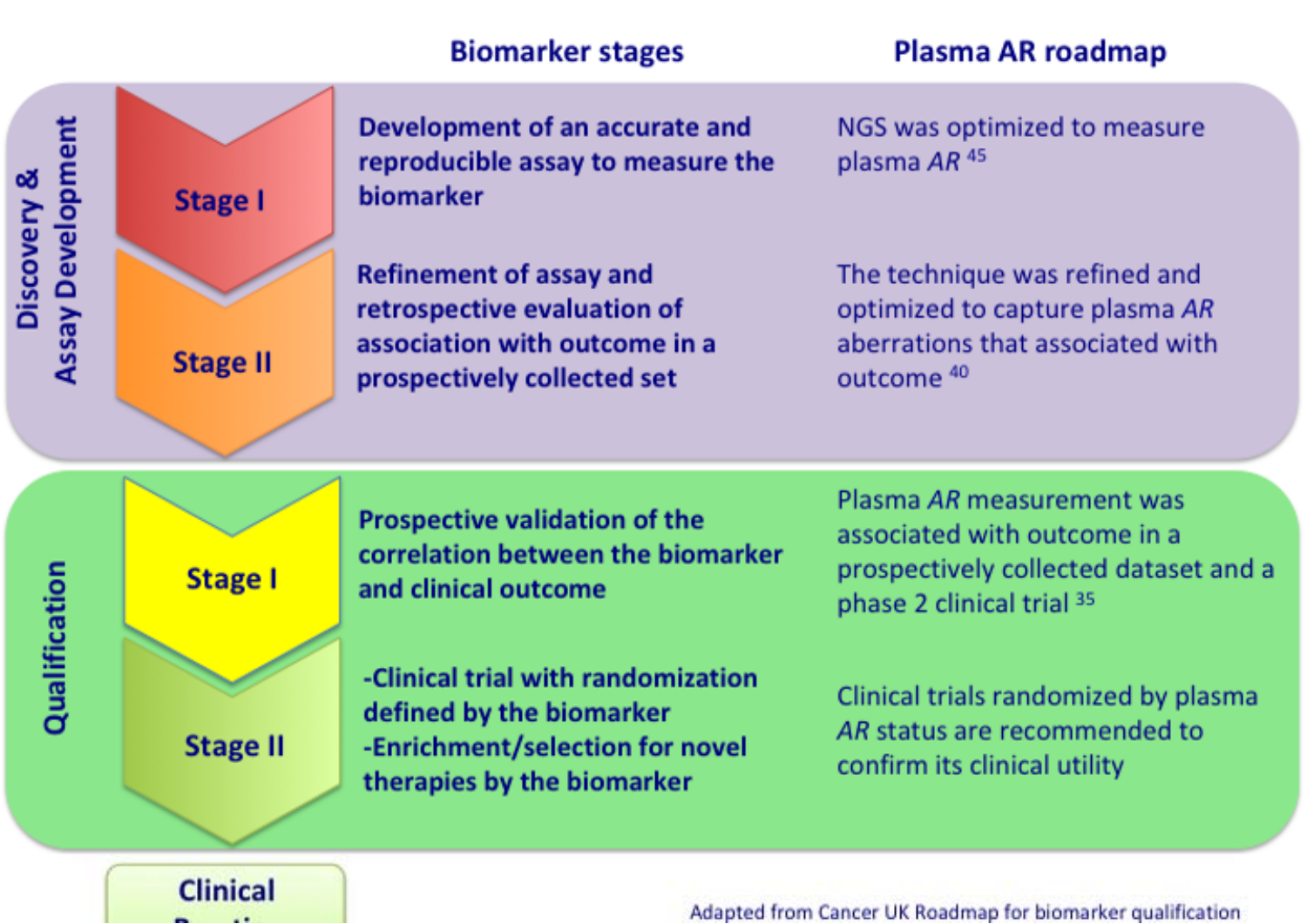| | | Biomarker stages | Plasma AR roadmap |
|---|---|---|---|
| Discovery & Assay Development | Stage I | **Development of an accurate and reproducible assay to measure the biomarker** | NGS was optimized to measure plasma *AR* [45] |
| | Stage II | **Refinement of assay and retrospective evaluation of association with outcome in a prospectively collected set** | The technique was refined and optimized to capture plasma *AR* aberrations that associated with outcome [40] |
| Qualification | Stage I | **Prospective validation of the correlation between the biomarker and clinical outcome** | Plasma *AR* measurement was associated with outcome in a prospectively collected dataset and a phase 2 clinical trial [35] |
| | Stage II | **-Clinical trial with randomization defined by the biomarker**<br>**-Enrichment/selection for novel therapies by the biomarker** | Clinical trials randomized by plasma *AR* status are recommended to confirm its clinical utility |

Clinical Practice

Adapted from Cancer UK Roadmap for biomarker qualification